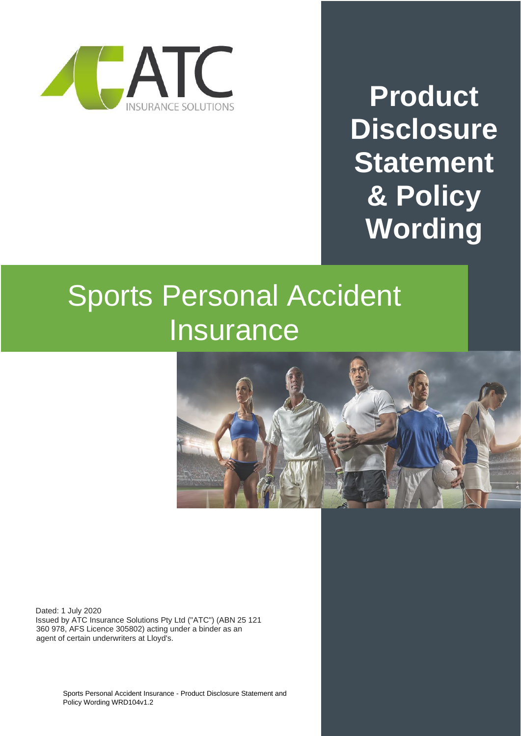ATC INSURANCE SOLUTIONS

# Product Disclosure Statement & Policy Wording

# Sports Personal Accident Insurance

Dated: 1 July 2020
Issued by ATC Insurance Solutions Pty Ltd ("ATC") (ABN 25 121 360 978, AFS Licence 305802) acting under a binder as an agent of certain underwriters at Lloyd's.

Sports Personal Accident Insurance - Product Disclosure Statement and Policy Wording WRD104v1.2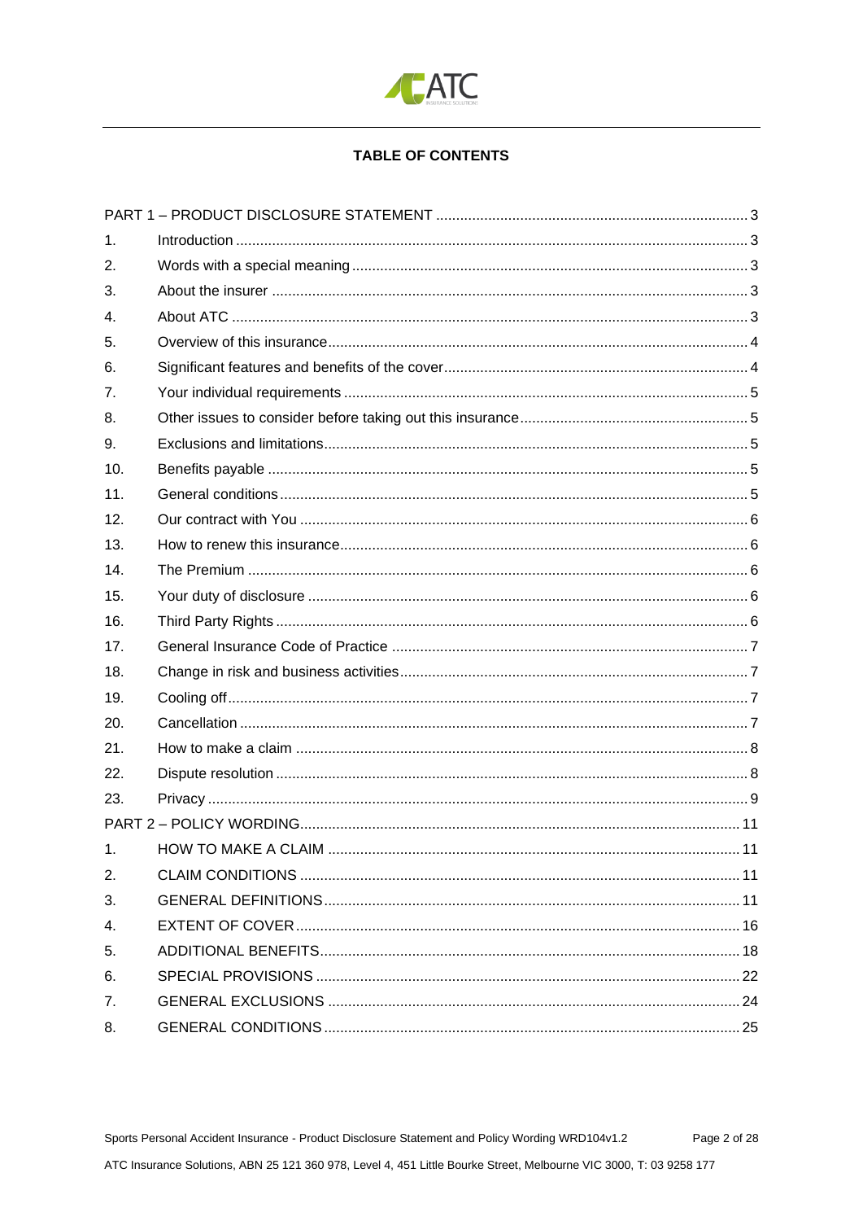**TABLE OF CONTENTS**

| | | |
|---|---|---|
| PART 1 – PRODUCT DISCLOSURE STATEMENT | | 3 |
| 1. | Introduction | 3 |
| 2. | Words with a special meaning | 3 |
| 3. | About the insurer | 3 |
| 4. | About ATC | 3 |
| 5. | Overview of this insurance | 4 |
| 6. | Significant features and benefits of the cover | 4 |
| 7. | Your individual requirements | 5 |
| 8. | Other issues to consider before taking out this insurance | 5 |
| 9. | Exclusions and limitations | 5 |
| 10. | Benefits payable | 5 |
| 11. | General conditions | 5 |
| 12. | Our contract with You | 6 |
| 13. | How to renew this insurance | 6 |
| 14. | The Premium | 6 |
| 15. | Your duty of disclosure | 6 |
| 16. | Third Party Rights | 6 |
| 17. | General Insurance Code of Practice | 7 |
| 18. | Change in risk and business activities | 7 |
| 19. | Cooling off | 7 |
| 20. | Cancellation | 7 |
| 21. | How to make a claim | 8 |
| 22. | Dispute resolution | 8 |
| 23. | Privacy | 9 |
| PART 2 – POLICY WORDING | | 11 |
| 1. | HOW TO MAKE A CLAIM | 11 |
| 2. | CLAIM CONDITIONS | 11 |
| 3. | GENERAL DEFINITIONS | 11 |
| 4. | EXTENT OF COVER | 16 |
| 5. | ADDITIONAL BENEFITS | 18 |
| 6. | SPECIAL PROVISIONS | 22 |
| 7. | GENERAL EXCLUSIONS | 24 |
| 8. | GENERAL CONDITIONS | 25 |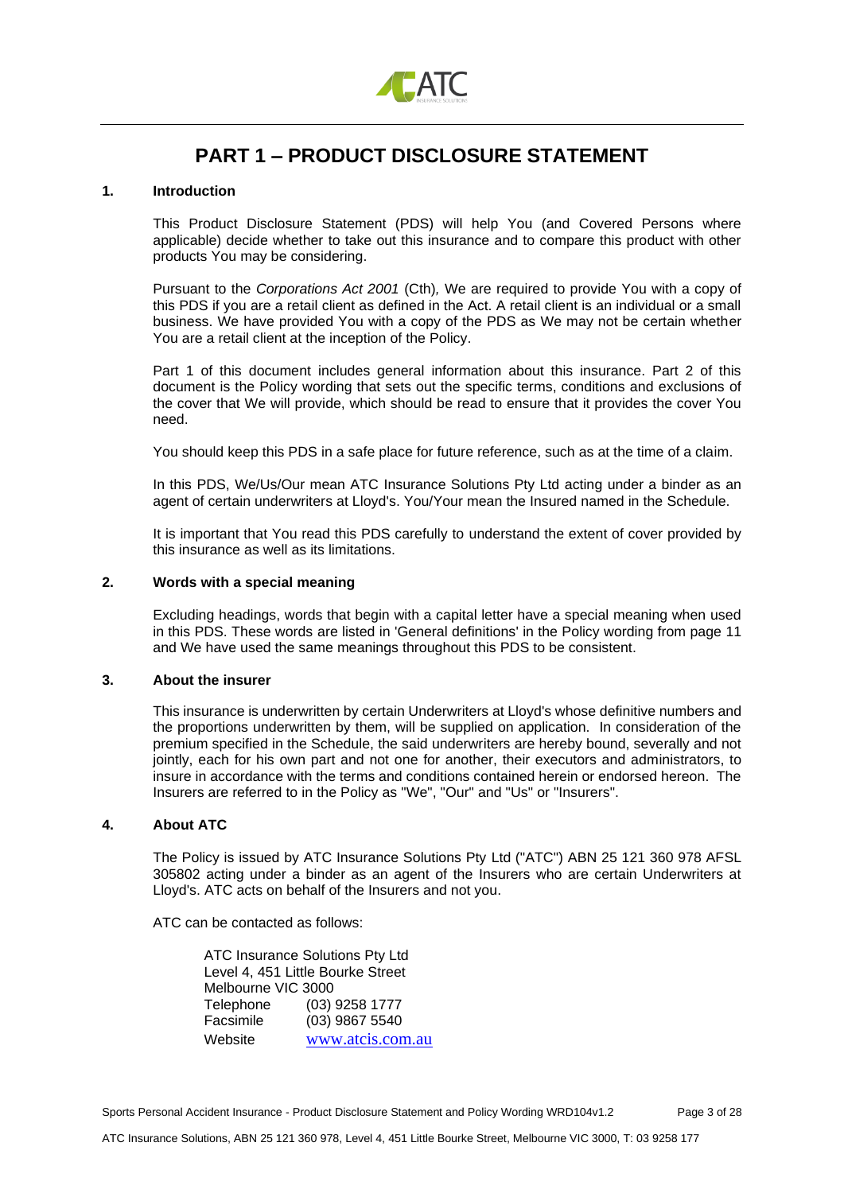# PART 1 – PRODUCT DISCLOSURE STATEMENT

## 1. Introduction

This Product Disclosure Statement (PDS) will help You (and Covered Persons where applicable) decide whether to take out this insurance and to compare this product with other products You may be considering.

Pursuant to the *Corporations Act 2001* (Cth)*,* We are required to provide You with a copy of this PDS if you are a retail client as defined in the Act. A retail client is an individual or a small business. We have provided You with a copy of the PDS as We may not be certain whether You are a retail client at the inception of the Policy.

Part 1 of this document includes general information about this insurance. Part 2 of this document is the Policy wording that sets out the specific terms, conditions and exclusions of the cover that We will provide, which should be read to ensure that it provides the cover You need.

You should keep this PDS in a safe place for future reference, such as at the time of a claim.

In this PDS, We/Us/Our mean ATC Insurance Solutions Pty Ltd acting under a binder as an agent of certain underwriters at Lloyd's. You/Your mean the Insured named in the Schedule.

It is important that You read this PDS carefully to understand the extent of cover provided by this insurance as well as its limitations.

## 2. Words with a special meaning

Excluding headings, words that begin with a capital letter have a special meaning when used in this PDS. These words are listed in 'General definitions' in the Policy wording from page 11 and We have used the same meanings throughout this PDS to be consistent.

## 3. About the insurer

This insurance is underwritten by certain Underwriters at Lloyd's whose definitive numbers and the proportions underwritten by them, will be supplied on application. In consideration of the premium specified in the Schedule, the said underwriters are hereby bound, severally and not jointly, each for his own part and not one for another, their executors and administrators, to insure in accordance with the terms and conditions contained herein or endorsed hereon. The Insurers are referred to in the Policy as "We", "Our" and "Us" or "Insurers".

## 4. About ATC

The Policy is issued by ATC Insurance Solutions Pty Ltd ("ATC") ABN 25 121 360 978 AFSL 305802 acting under a binder as an agent of the Insurers who are certain Underwriters at Lloyd's. ATC acts on behalf of the Insurers and not you.

ATC can be contacted as follows:

ATC Insurance Solutions Pty Ltd
Level 4, 451 Little Bourke Street
Melbourne VIC 3000
Telephone (03) 9258 1777
Facsimile (03) 9867 5540
Website www.atcis.com.au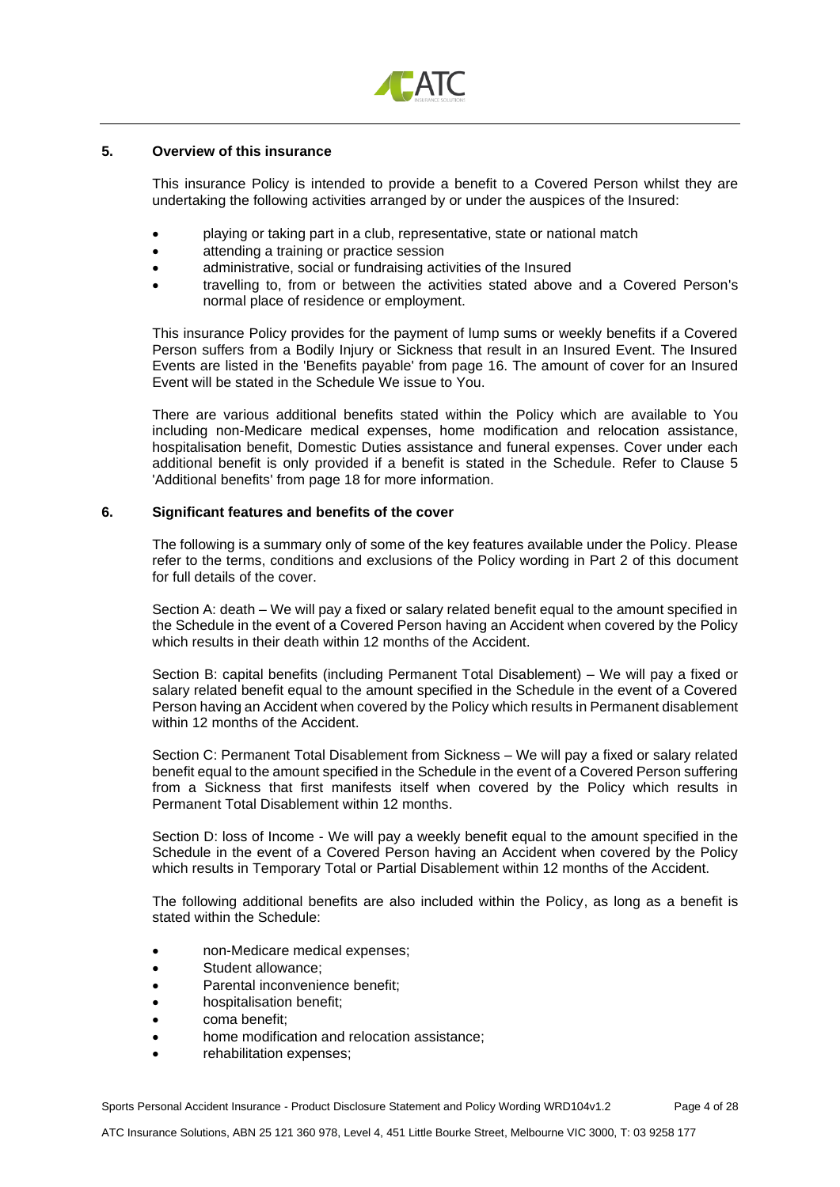## 5. Overview of this insurance

This insurance Policy is intended to provide a benefit to a Covered Person whilst they are undertaking the following activities arranged by or under the auspices of the Insured:

- playing or taking part in a club, representative, state or national match
- attending a training or practice session
- administrative, social or fundraising activities of the Insured
- travelling to, from or between the activities stated above and a Covered Person's normal place of residence or employment.

This insurance Policy provides for the payment of lump sums or weekly benefits if a Covered Person suffers from a Bodily Injury or Sickness that result in an Insured Event. The Insured Events are listed in the 'Benefits payable' from page 16. The amount of cover for an Insured Event will be stated in the Schedule We issue to You.

There are various additional benefits stated within the Policy which are available to You including non-Medicare medical expenses, home modification and relocation assistance, hospitalisation benefit, Domestic Duties assistance and funeral expenses. Cover under each additional benefit is only provided if a benefit is stated in the Schedule. Refer to Clause 5 'Additional benefits' from page 18 for more information.

## 6. Significant features and benefits of the cover

The following is a summary only of some of the key features available under the Policy. Please refer to the terms, conditions and exclusions of the Policy wording in Part 2 of this document for full details of the cover.

Section A: death – We will pay a fixed or salary related benefit equal to the amount specified in the Schedule in the event of a Covered Person having an Accident when covered by the Policy which results in their death within 12 months of the Accident.

Section B: capital benefits (including Permanent Total Disablement) – We will pay a fixed or salary related benefit equal to the amount specified in the Schedule in the event of a Covered Person having an Accident when covered by the Policy which results in Permanent disablement within 12 months of the Accident.

Section C: Permanent Total Disablement from Sickness – We will pay a fixed or salary related benefit equal to the amount specified in the Schedule in the event of a Covered Person suffering from a Sickness that first manifests itself when covered by the Policy which results in Permanent Total Disablement within 12 months.

Section D: loss of Income - We will pay a weekly benefit equal to the amount specified in the Schedule in the event of a Covered Person having an Accident when covered by the Policy which results in Temporary Total or Partial Disablement within 12 months of the Accident.

The following additional benefits are also included within the Policy, as long as a benefit is stated within the Schedule:

- non-Medicare medical expenses;
- Student allowance;
- Parental inconvenience benefit;
- hospitalisation benefit;
- coma benefit;
- home modification and relocation assistance;
- rehabilitation expenses;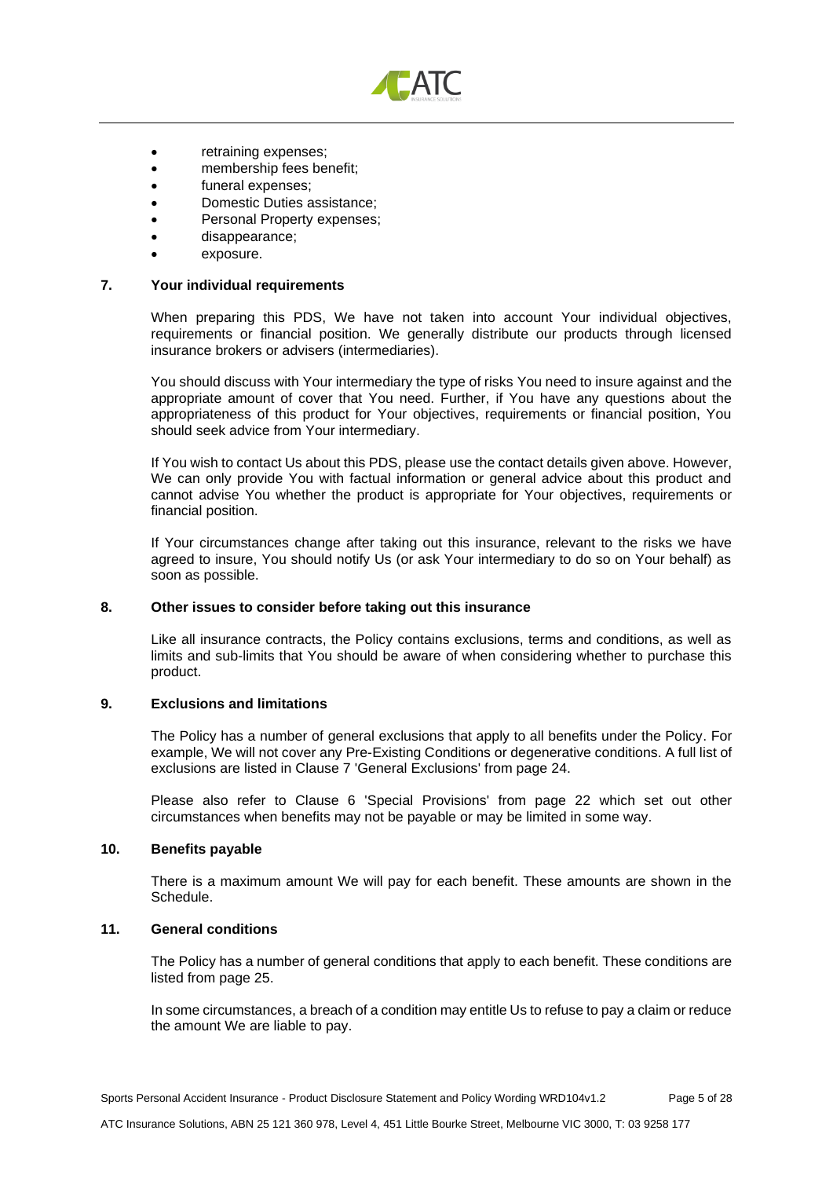- retraining expenses;
- membership fees benefit;
- funeral expenses;
- Domestic Duties assistance;
- Personal Property expenses;
- disappearance;
- exposure.

## 7. Your individual requirements

When preparing this PDS, We have not taken into account Your individual objectives, requirements or financial position. We generally distribute our products through licensed insurance brokers or advisers (intermediaries).

You should discuss with Your intermediary the type of risks You need to insure against and the appropriate amount of cover that You need. Further, if You have any questions about the appropriateness of this product for Your objectives, requirements or financial position, You should seek advice from Your intermediary.

If You wish to contact Us about this PDS, please use the contact details given above. However, We can only provide You with factual information or general advice about this product and cannot advise You whether the product is appropriate for Your objectives, requirements or financial position.

If Your circumstances change after taking out this insurance, relevant to the risks we have agreed to insure, You should notify Us (or ask Your intermediary to do so on Your behalf) as soon as possible.

## 8. Other issues to consider before taking out this insurance

Like all insurance contracts, the Policy contains exclusions, terms and conditions, as well as limits and sub-limits that You should be aware of when considering whether to purchase this product.

## 9. Exclusions and limitations

The Policy has a number of general exclusions that apply to all benefits under the Policy. For example, We will not cover any Pre-Existing Conditions or degenerative conditions. A full list of exclusions are listed in Clause 7 'General Exclusions' from page 24.

Please also refer to Clause 6 'Special Provisions' from page 22 which set out other circumstances when benefits may not be payable or may be limited in some way.

## 10. Benefits payable

There is a maximum amount We will pay for each benefit. These amounts are shown in the Schedule.

## 11. General conditions

The Policy has a number of general conditions that apply to each benefit. These conditions are listed from page 25.

In some circumstances, a breach of a condition may entitle Us to refuse to pay a claim or reduce the amount We are liable to pay.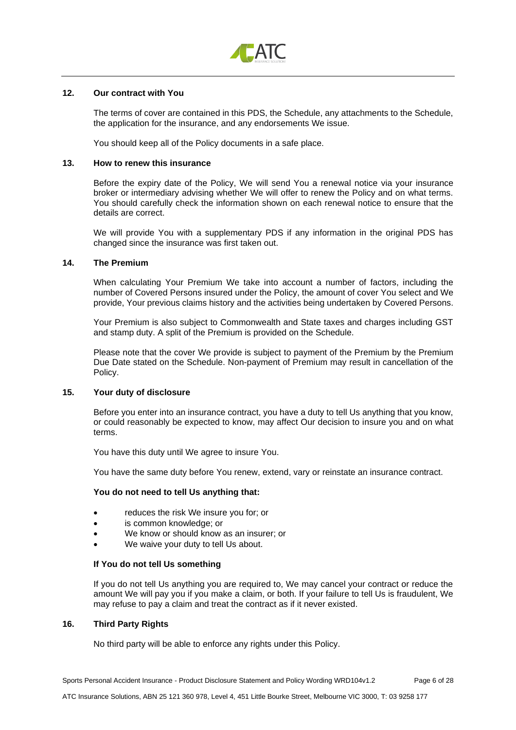## 12. Our contract with You

The terms of cover are contained in this PDS, the Schedule, any attachments to the Schedule, the application for the insurance, and any endorsements We issue.

You should keep all of the Policy documents in a safe place.

## 13. How to renew this insurance

Before the expiry date of the Policy, We will send You a renewal notice via your insurance broker or intermediary advising whether We will offer to renew the Policy and on what terms. You should carefully check the information shown on each renewal notice to ensure that the details are correct.

We will provide You with a supplementary PDS if any information in the original PDS has changed since the insurance was first taken out.

## 14. The Premium

When calculating Your Premium We take into account a number of factors, including the number of Covered Persons insured under the Policy, the amount of cover You select and We provide, Your previous claims history and the activities being undertaken by Covered Persons.

Your Premium is also subject to Commonwealth and State taxes and charges including GST and stamp duty. A split of the Premium is provided on the Schedule.

Please note that the cover We provide is subject to payment of the Premium by the Premium Due Date stated on the Schedule. Non-payment of Premium may result in cancellation of the Policy.

## 15. Your duty of disclosure

Before you enter into an insurance contract, you have a duty to tell Us anything that you know, or could reasonably be expected to know, may affect Our decision to insure you and on what terms.

You have this duty until We agree to insure You.

You have the same duty before You renew, extend, vary or reinstate an insurance contract.

**You do not need to tell Us anything that:**

- reduces the risk We insure you for; or
- is common knowledge; or
- We know or should know as an insurer; or
- We waive your duty to tell Us about.

**If You do not tell Us something**

If you do not tell Us anything you are required to, We may cancel your contract or reduce the amount We will pay you if you make a claim, or both. If your failure to tell Us is fraudulent, We may refuse to pay a claim and treat the contract as if it never existed.

## 16. Third Party Rights

No third party will be able to enforce any rights under this Policy.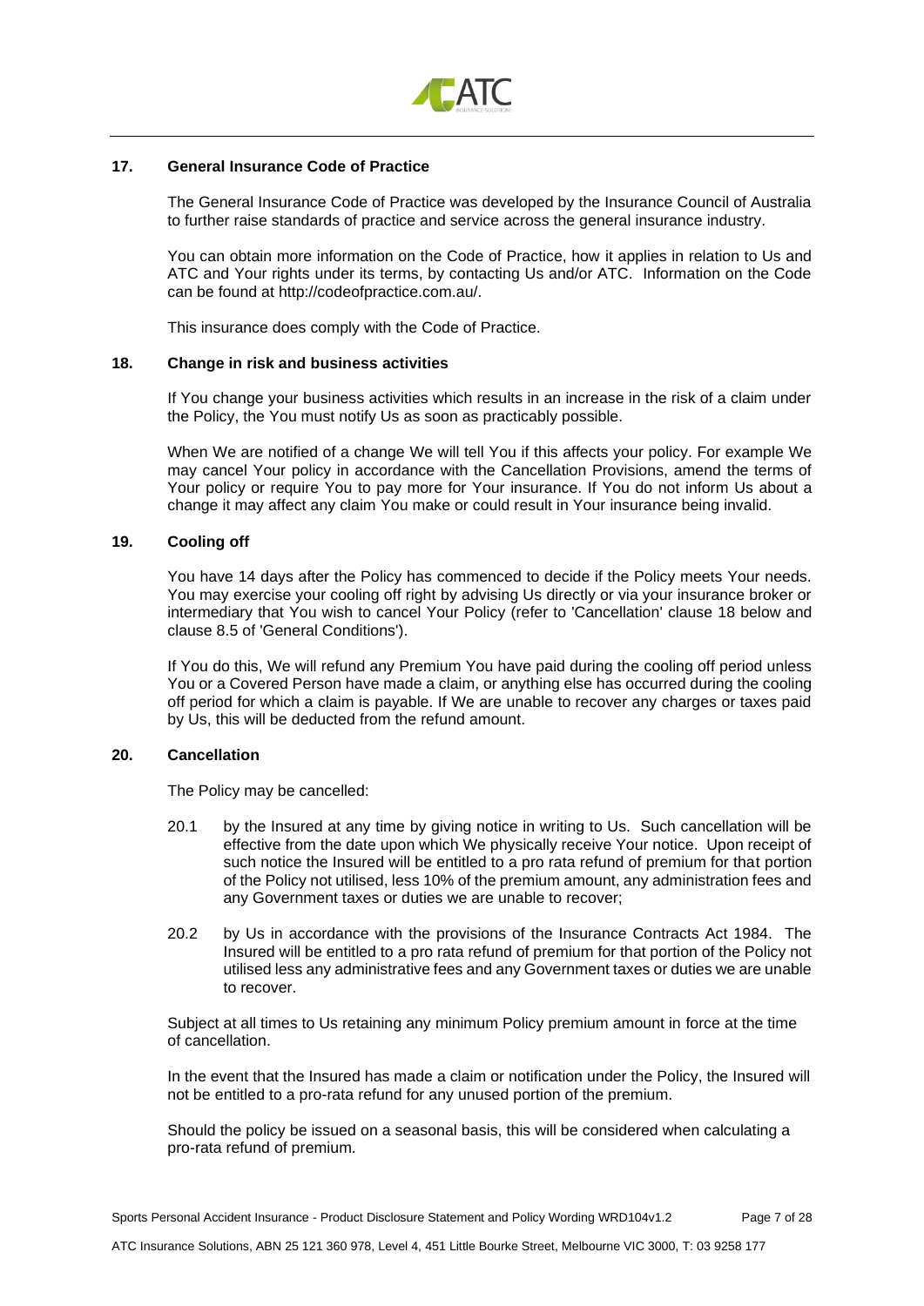## 17. General Insurance Code of Practice

The General Insurance Code of Practice was developed by the Insurance Council of Australia to further raise standards of practice and service across the general insurance industry.

You can obtain more information on the Code of Practice, how it applies in relation to Us and ATC and Your rights under its terms, by contacting Us and/or ATC. Information on the Code can be found at http://codeofpractice.com.au/.

This insurance does comply with the Code of Practice.

## 18. Change in risk and business activities

If You change your business activities which results in an increase in the risk of a claim under the Policy, the You must notify Us as soon as practicably possible.

When We are notified of a change We will tell You if this affects your policy. For example We may cancel Your policy in accordance with the Cancellation Provisions, amend the terms of Your policy or require You to pay more for Your insurance. If You do not inform Us about a change it may affect any claim You make or could result in Your insurance being invalid.

## 19. Cooling off

You have 14 days after the Policy has commenced to decide if the Policy meets Your needs. You may exercise your cooling off right by advising Us directly or via your insurance broker or intermediary that You wish to cancel Your Policy (refer to 'Cancellation' clause 18 below and clause 8.5 of 'General Conditions').

If You do this, We will refund any Premium You have paid during the cooling off period unless You or a Covered Person have made a claim, or anything else has occurred during the cooling off period for which a claim is payable. If We are unable to recover any charges or taxes paid by Us, this will be deducted from the refund amount.

## 20. Cancellation

The Policy may be cancelled:

20.1 by the Insured at any time by giving notice in writing to Us. Such cancellation will be effective from the date upon which We physically receive Your notice. Upon receipt of such notice the Insured will be entitled to a pro rata refund of premium for that portion of the Policy not utilised, less 10% of the premium amount, any administration fees and any Government taxes or duties we are unable to recover;

20.2 by Us in accordance with the provisions of the Insurance Contracts Act 1984. The Insured will be entitled to a pro rata refund of premium for that portion of the Policy not utilised less any administrative fees and any Government taxes or duties we are unable to recover.

Subject at all times to Us retaining any minimum Policy premium amount in force at the time of cancellation.

In the event that the Insured has made a claim or notification under the Policy, the Insured will not be entitled to a pro-rata refund for any unused portion of the premium.

Should the policy be issued on a seasonal basis, this will be considered when calculating a pro-rata refund of premium.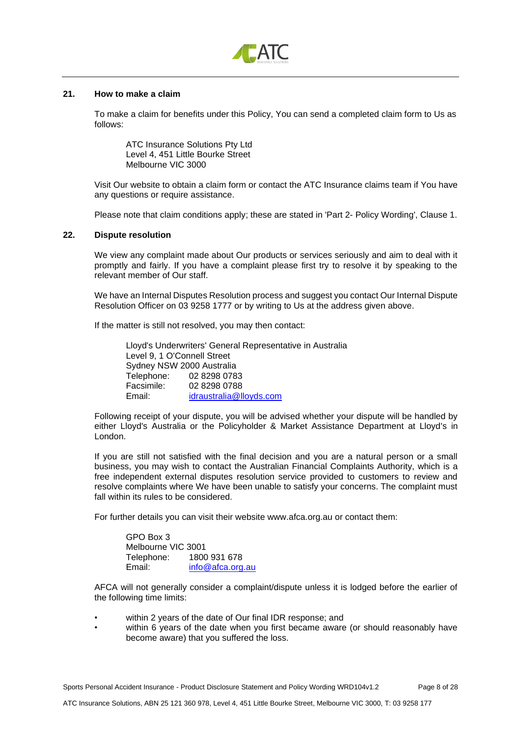## 21. How to make a claim

To make a claim for benefits under this Policy, You can send a completed claim form to Us as follows:

ATC Insurance Solutions Pty Ltd
Level 4, 451 Little Bourke Street
Melbourne VIC 3000

Visit Our website to obtain a claim form or contact the ATC Insurance claims team if You have any questions or require assistance.

Please note that claim conditions apply; these are stated in 'Part 2- Policy Wording', Clause 1.

## 22. Dispute resolution

We view any complaint made about Our products or services seriously and aim to deal with it promptly and fairly. If you have a complaint please first try to resolve it by speaking to the relevant member of Our staff.

We have an Internal Disputes Resolution process and suggest you contact Our Internal Dispute Resolution Officer on 03 9258 1777 or by writing to Us at the address given above.

If the matter is still not resolved, you may then contact:

Lloyd's Underwriters' General Representative in Australia
Level 9, 1 O'Connell Street
Sydney NSW 2000 Australia
Telephone: 02 8298 0783
Facsimile: 02 8298 0788
Email: idraustralia@lloyds.com

Following receipt of your dispute, you will be advised whether your dispute will be handled by either Lloyd's Australia or the Policyholder & Market Assistance Department at Lloyd's in London.

If you are still not satisfied with the final decision and you are a natural person or a small business, you may wish to contact the Australian Financial Complaints Authority, which is a free independent external disputes resolution service provided to customers to review and resolve complaints where We have been unable to satisfy your concerns. The complaint must fall within its rules to be considered.

For further details you can visit their website www.afca.org.au or contact them:

GPO Box 3
Melbourne VIC 3001
Telephone: 1800 931 678
Email: info@afca.org.au

AFCA will not generally consider a complaint/dispute unless it is lodged before the earlier of the following time limits:

- within 2 years of the date of Our final IDR response; and
- within 6 years of the date when you first became aware (or should reasonably have become aware) that you suffered the loss.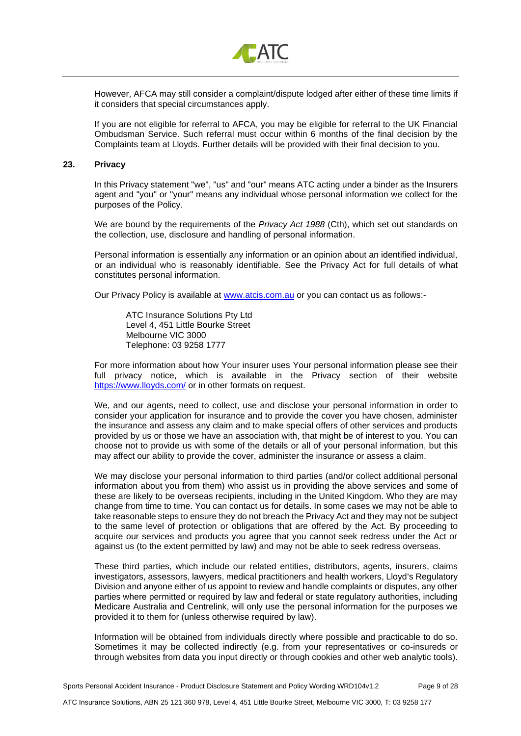However, AFCA may still consider a complaint/dispute lodged after either of these time limits if it considers that special circumstances apply.

If you are not eligible for referral to AFCA, you may be eligible for referral to the UK Financial Ombudsman Service. Such referral must occur within 6 months of the final decision by the Complaints team at Lloyds. Further details will be provided with their final decision to you.

## 23. Privacy

In this Privacy statement "we", "us" and "our" means ATC acting under a binder as the Insurers agent and "you" or "your" means any individual whose personal information we collect for the purposes of the Policy.

We are bound by the requirements of the *Privacy Act 1988* (Cth), which set out standards on the collection, use, disclosure and handling of personal information.

Personal information is essentially any information or an opinion about an identified individual, or an individual who is reasonably identifiable. See the Privacy Act for full details of what constitutes personal information.

Our Privacy Policy is available at [www.atcis.com.au](www.atcis.com.au) or you can contact us as follows:-

ATC Insurance Solutions Pty Ltd
Level 4, 451 Little Bourke Street
Melbourne VIC 3000
Telephone: 03 9258 1777

For more information about how Your insurer uses Your personal information please see their full privacy notice, which is available in the Privacy section of their website [https://www.lloyds.com/](https://www.lloyds.com/) or in other formats on request.

We, and our agents, need to collect, use and disclose your personal information in order to consider your application for insurance and to provide the cover you have chosen, administer the insurance and assess any claim and to make special offers of other services and products provided by us or those we have an association with, that might be of interest to you. You can choose not to provide us with some of the details or all of your personal information, but this may affect our ability to provide the cover, administer the insurance or assess a claim.

We may disclose your personal information to third parties (and/or collect additional personal information about you from them) who assist us in providing the above services and some of these are likely to be overseas recipients, including in the United Kingdom. Who they are may change from time to time. You can contact us for details. In some cases we may not be able to take reasonable steps to ensure they do not breach the Privacy Act and they may not be subject to the same level of protection or obligations that are offered by the Act. By proceeding to acquire our services and products you agree that you cannot seek redress under the Act or against us (to the extent permitted by law) and may not be able to seek redress overseas.

These third parties, which include our related entities, distributors, agents, insurers, claims investigators, assessors, lawyers, medical practitioners and health workers, Lloyd's Regulatory Division and anyone either of us appoint to review and handle complaints or disputes, any other parties where permitted or required by law and federal or state regulatory authorities, including Medicare Australia and Centrelink, will only use the personal information for the purposes we provided it to them for (unless otherwise required by law).

Information will be obtained from individuals directly where possible and practicable to do so. Sometimes it may be collected indirectly (e.g. from your representatives or co-insureds or through websites from data you input directly or through cookies and other web analytic tools).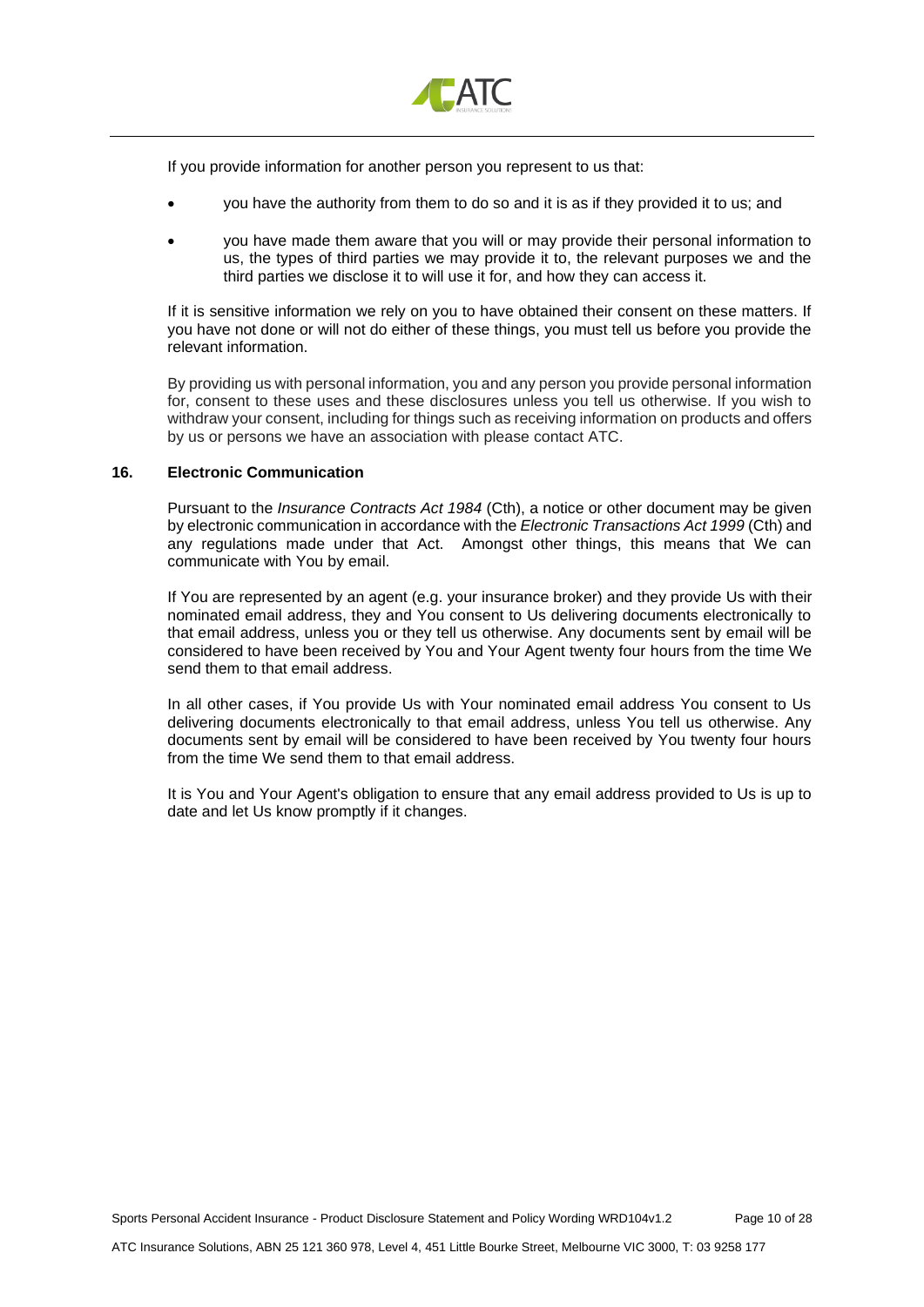If you provide information for another person you represent to us that:

- you have the authority from them to do so and it is as if they provided it to us; and
- you have made them aware that you will or may provide their personal information to us, the types of third parties we may provide it to, the relevant purposes we and the third parties we disclose it to will use it for, and how they can access it.

If it is sensitive information we rely on you to have obtained their consent on these matters. If you have not done or will not do either of these things, you must tell us before you provide the relevant information.

By providing us with personal information, you and any person you provide personal information for, consent to these uses and these disclosures unless you tell us otherwise. If you wish to withdraw your consent, including for things such as receiving information on products and offers by us or persons we have an association with please contact ATC.

## 16. Electronic Communication

Pursuant to the *Insurance Contracts Act 1984* (Cth), a notice or other document may be given by electronic communication in accordance with the *Electronic Transactions Act 1999* (Cth) and any regulations made under that Act. Amongst other things, this means that We can communicate with You by email.

If You are represented by an agent (e.g. your insurance broker) and they provide Us with their nominated email address, they and You consent to Us delivering documents electronically to that email address, unless you or they tell us otherwise. Any documents sent by email will be considered to have been received by You and Your Agent twenty four hours from the time We send them to that email address.

In all other cases, if You provide Us with Your nominated email address You consent to Us delivering documents electronically to that email address, unless You tell us otherwise. Any documents sent by email will be considered to have been received by You twenty four hours from the time We send them to that email address.

It is You and Your Agent's obligation to ensure that any email address provided to Us is up to date and let Us know promptly if it changes.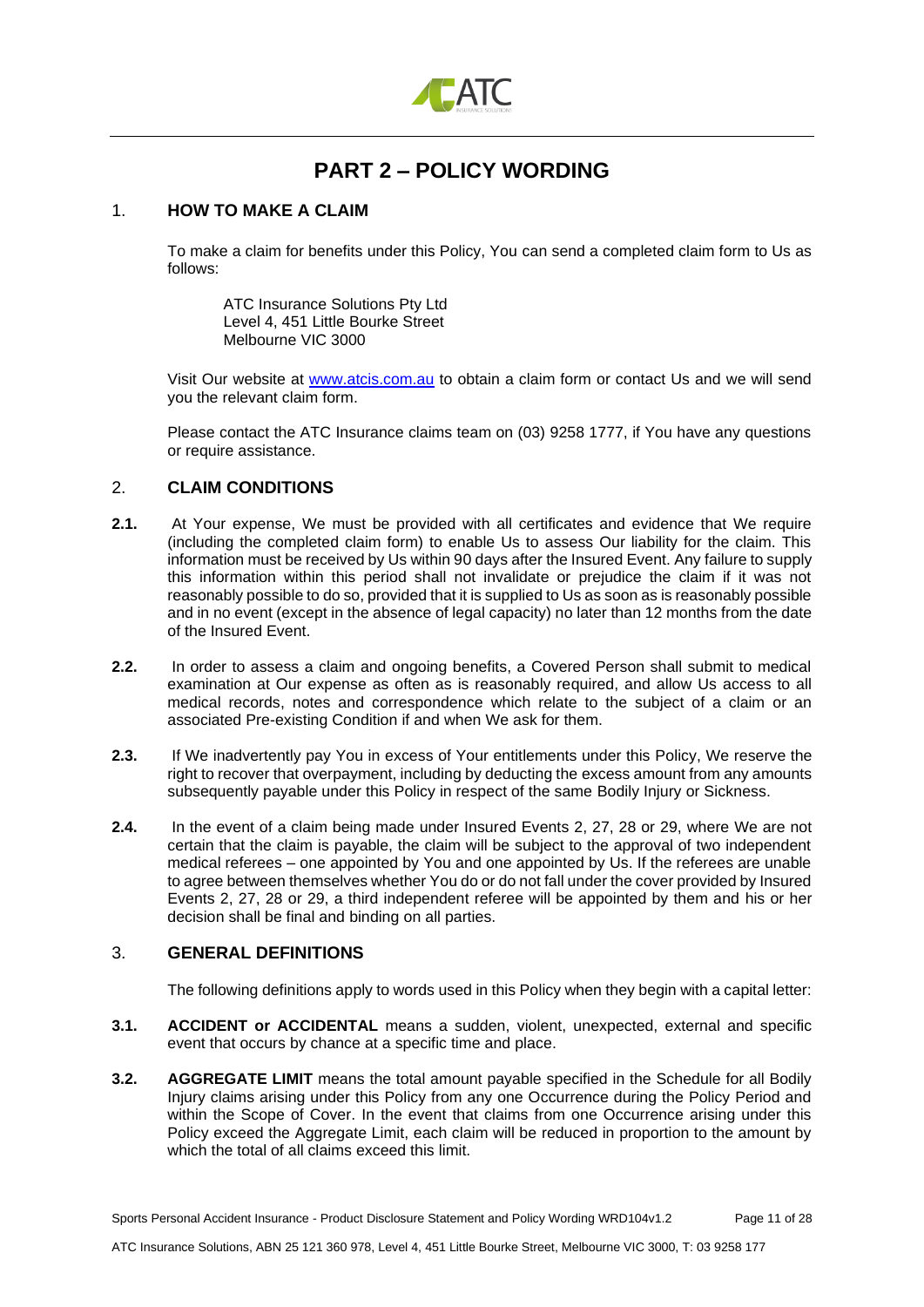# PART 2 – POLICY WORDING

## 1. HOW TO MAKE A CLAIM

To make a claim for benefits under this Policy, You can send a completed claim form to Us as follows:

ATC Insurance Solutions Pty Ltd
Level 4, 451 Little Bourke Street
Melbourne VIC 3000

Visit Our website at www.atcis.com.au to obtain a claim form or contact Us and we will send you the relevant claim form.

Please contact the ATC Insurance claims team on (03) 9258 1777, if You have any questions or require assistance.

## 2. CLAIM CONDITIONS

**2.1.** At Your expense, We must be provided with all certificates and evidence that We require (including the completed claim form) to enable Us to assess Our liability for the claim. This information must be received by Us within 90 days after the Insured Event. Any failure to supply this information within this period shall not invalidate or prejudice the claim if it was not reasonably possible to do so, provided that it is supplied to Us as soon as is reasonably possible and in no event (except in the absence of legal capacity) no later than 12 months from the date of the Insured Event.

**2.2.** In order to assess a claim and ongoing benefits, a Covered Person shall submit to medical examination at Our expense as often as is reasonably required, and allow Us access to all medical records, notes and correspondence which relate to the subject of a claim or an associated Pre-existing Condition if and when We ask for them.

**2.3.** If We inadvertently pay You in excess of Your entitlements under this Policy, We reserve the right to recover that overpayment, including by deducting the excess amount from any amounts subsequently payable under this Policy in respect of the same Bodily Injury or Sickness.

**2.4.** In the event of a claim being made under Insured Events 2, 27, 28 or 29, where We are not certain that the claim is payable, the claim will be subject to the approval of two independent medical referees – one appointed by You and one appointed by Us. If the referees are unable to agree between themselves whether You do or do not fall under the cover provided by Insured Events 2, 27, 28 or 29, a third independent referee will be appointed by them and his or her decision shall be final and binding on all parties.

## 3. GENERAL DEFINITIONS

The following definitions apply to words used in this Policy when they begin with a capital letter:

**3.1. ACCIDENT or ACCIDENTAL** means a sudden, violent, unexpected, external and specific event that occurs by chance at a specific time and place.

**3.2. AGGREGATE LIMIT** means the total amount payable specified in the Schedule for all Bodily Injury claims arising under this Policy from any one Occurrence during the Policy Period and within the Scope of Cover. In the event that claims from one Occurrence arising under this Policy exceed the Aggregate Limit, each claim will be reduced in proportion to the amount by which the total of all claims exceed this limit.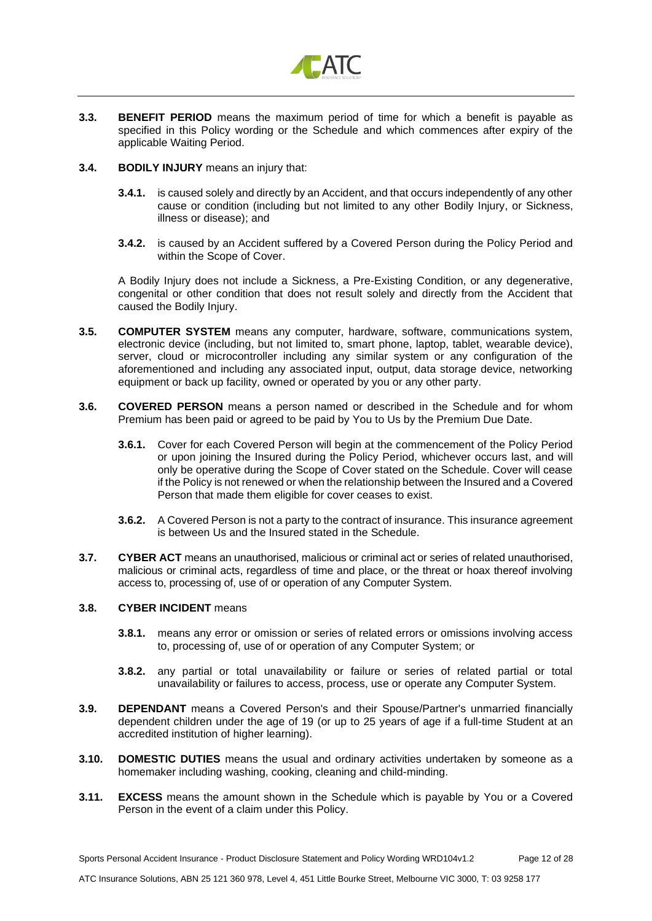**3.3. BENEFIT PERIOD** means the maximum period of time for which a benefit is payable as specified in this Policy wording or the Schedule and which commences after expiry of the applicable Waiting Period.

**3.4. BODILY INJURY** means an injury that:

**3.4.1.** is caused solely and directly by an Accident, and that occurs independently of any other cause or condition (including but not limited to any other Bodily Injury, or Sickness, illness or disease); and

**3.4.2.** is caused by an Accident suffered by a Covered Person during the Policy Period and within the Scope of Cover.

A Bodily Injury does not include a Sickness, a Pre-Existing Condition, or any degenerative, congenital or other condition that does not result solely and directly from the Accident that caused the Bodily Injury.

**3.5. COMPUTER SYSTEM** means any computer, hardware, software, communications system, electronic device (including, but not limited to, smart phone, laptop, tablet, wearable device), server, cloud or microcontroller including any similar system or any configuration of the aforementioned and including any associated input, output, data storage device, networking equipment or back up facility, owned or operated by you or any other party.

**3.6. COVERED PERSON** means a person named or described in the Schedule and for whom Premium has been paid or agreed to be paid by You to Us by the Premium Due Date.

**3.6.1.** Cover for each Covered Person will begin at the commencement of the Policy Period or upon joining the Insured during the Policy Period, whichever occurs last, and will only be operative during the Scope of Cover stated on the Schedule. Cover will cease if the Policy is not renewed or when the relationship between the Insured and a Covered Person that made them eligible for cover ceases to exist.

**3.6.2.** A Covered Person is not a party to the contract of insurance. This insurance agreement is between Us and the Insured stated in the Schedule.

**3.7. CYBER ACT** means an unauthorised, malicious or criminal act or series of related unauthorised, malicious or criminal acts, regardless of time and place, or the threat or hoax thereof involving access to, processing of, use of or operation of any Computer System.

**3.8. CYBER INCIDENT** means

**3.8.1.** means any error or omission or series of related errors or omissions involving access to, processing of, use of or operation of any Computer System; or

**3.8.2.** any partial or total unavailability or failure or series of related partial or total unavailability or failures to access, process, use or operate any Computer System.

**3.9. DEPENDANT** means a Covered Person's and their Spouse/Partner's unmarried financially dependent children under the age of 19 (or up to 25 years of age if a full-time Student at an accredited institution of higher learning).

**3.10. DOMESTIC DUTIES** means the usual and ordinary activities undertaken by someone as a homemaker including washing, cooking, cleaning and child-minding.

**3.11. EXCESS** means the amount shown in the Schedule which is payable by You or a Covered Person in the event of a claim under this Policy.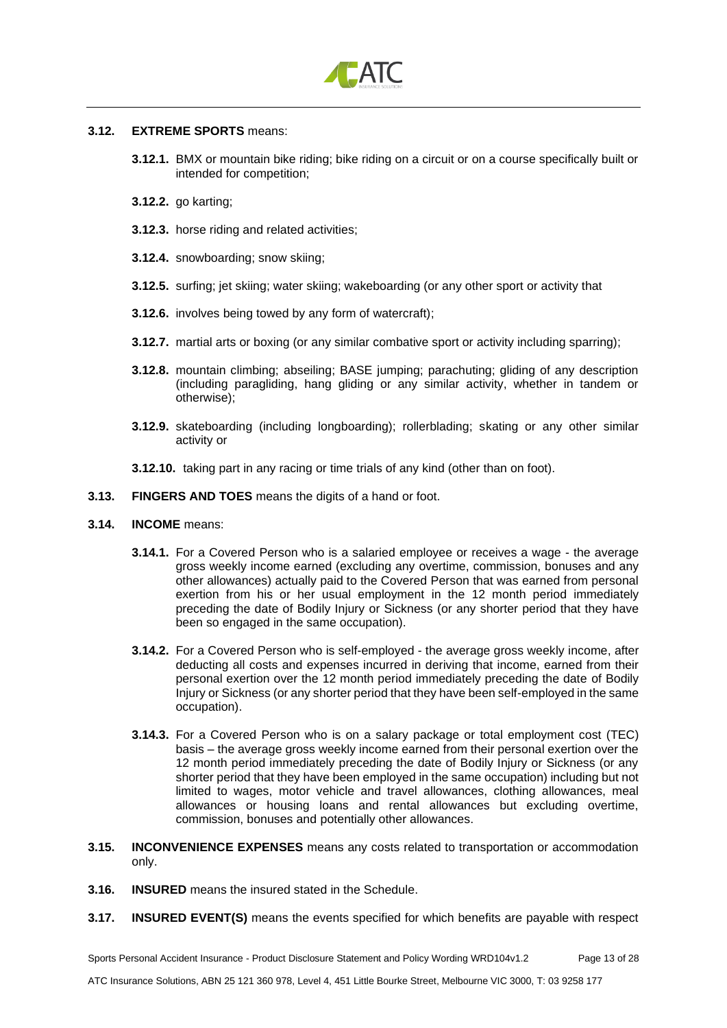**3.12. EXTREME SPORTS** means:

- **3.12.1.** BMX or mountain bike riding; bike riding on a circuit or on a course specifically built or intended for competition;
- **3.12.2.** go karting;
- **3.12.3.** horse riding and related activities;
- **3.12.4.** snowboarding; snow skiing;
- **3.12.5.** surfing; jet skiing; water skiing; wakeboarding (or any other sport or activity that
- **3.12.6.** involves being towed by any form of watercraft);
- **3.12.7.** martial arts or boxing (or any similar combative sport or activity including sparring);
- **3.12.8.** mountain climbing; abseiling; BASE jumping; parachuting; gliding of any description (including paragliding, hang gliding or any similar activity, whether in tandem or otherwise);
- **3.12.9.** skateboarding (including longboarding); rollerblading; skating or any other similar activity or
- **3.12.10.** taking part in any racing or time trials of any kind (other than on foot).

**3.13. FINGERS AND TOES** means the digits of a hand or foot.

**3.14. INCOME** means:

- **3.14.1.** For a Covered Person who is a salaried employee or receives a wage - the average gross weekly income earned (excluding any overtime, commission, bonuses and any other allowances) actually paid to the Covered Person that was earned from personal exertion from his or her usual employment in the 12 month period immediately preceding the date of Bodily Injury or Sickness (or any shorter period that they have been so engaged in the same occupation).
- **3.14.2.** For a Covered Person who is self-employed - the average gross weekly income, after deducting all costs and expenses incurred in deriving that income, earned from their personal exertion over the 12 month period immediately preceding the date of Bodily Injury or Sickness (or any shorter period that they have been self-employed in the same occupation).
- **3.14.3.** For a Covered Person who is on a salary package or total employment cost (TEC) basis – the average gross weekly income earned from their personal exertion over the 12 month period immediately preceding the date of Bodily Injury or Sickness (or any shorter period that they have been employed in the same occupation) including but not limited to wages, motor vehicle and travel allowances, clothing allowances, meal allowances or housing loans and rental allowances but excluding overtime, commission, bonuses and potentially other allowances.

**3.15. INCONVENIENCE EXPENSES** means any costs related to transportation or accommodation only.

**3.16. INSURED** means the insured stated in the Schedule.

**3.17. INSURED EVENT(S)** means the events specified for which benefits are payable with respect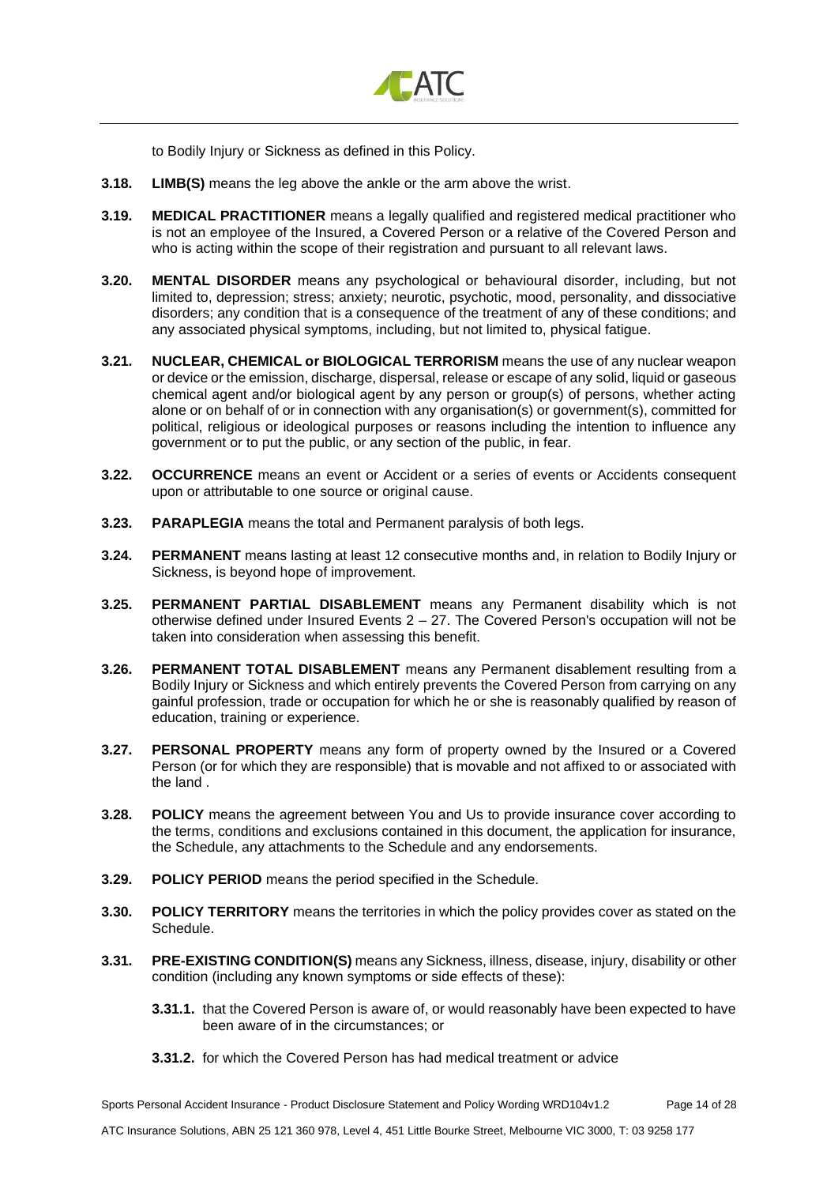to Bodily Injury or Sickness as defined in this Policy.

**3.18. LIMB(S)** means the leg above the ankle or the arm above the wrist.

**3.19. MEDICAL PRACTITIONER** means a legally qualified and registered medical practitioner who is not an employee of the Insured, a Covered Person or a relative of the Covered Person and who is acting within the scope of their registration and pursuant to all relevant laws.

**3.20. MENTAL DISORDER** means any psychological or behavioural disorder, including, but not limited to, depression; stress; anxiety; neurotic, psychotic, mood, personality, and dissociative disorders; any condition that is a consequence of the treatment of any of these conditions; and any associated physical symptoms, including, but not limited to, physical fatigue.

**3.21. NUCLEAR, CHEMICAL or BIOLOGICAL TERRORISM** means the use of any nuclear weapon or device or the emission, discharge, dispersal, release or escape of any solid, liquid or gaseous chemical agent and/or biological agent by any person or group(s) of persons, whether acting alone or on behalf of or in connection with any organisation(s) or government(s), committed for political, religious or ideological purposes or reasons including the intention to influence any government or to put the public, or any section of the public, in fear.

**3.22. OCCURRENCE** means an event or Accident or a series of events or Accidents consequent upon or attributable to one source or original cause.

**3.23. PARAPLEGIA** means the total and Permanent paralysis of both legs.

**3.24. PERMANENT** means lasting at least 12 consecutive months and, in relation to Bodily Injury or Sickness, is beyond hope of improvement.

**3.25. PERMANENT PARTIAL DISABLEMENT** means any Permanent disability which is not otherwise defined under Insured Events 2 – 27. The Covered Person's occupation will not be taken into consideration when assessing this benefit.

**3.26. PERMANENT TOTAL DISABLEMENT** means any Permanent disablement resulting from a Bodily Injury or Sickness and which entirely prevents the Covered Person from carrying on any gainful profession, trade or occupation for which he or she is reasonably qualified by reason of education, training or experience.

**3.27. PERSONAL PROPERTY** means any form of property owned by the Insured or a Covered Person (or for which they are responsible) that is movable and not affixed to or associated with the land .

**3.28. POLICY** means the agreement between You and Us to provide insurance cover according to the terms, conditions and exclusions contained in this document, the application for insurance, the Schedule, any attachments to the Schedule and any endorsements.

**3.29. POLICY PERIOD** means the period specified in the Schedule.

**3.30. POLICY TERRITORY** means the territories in which the policy provides cover as stated on the Schedule.

**3.31. PRE-EXISTING CONDITION(S)** means any Sickness, illness, disease, injury, disability or other condition (including any known symptoms or side effects of these):

- **3.31.1.** that the Covered Person is aware of, or would reasonably have been expected to have been aware of in the circumstances; or
- **3.31.2.** for which the Covered Person has had medical treatment or advice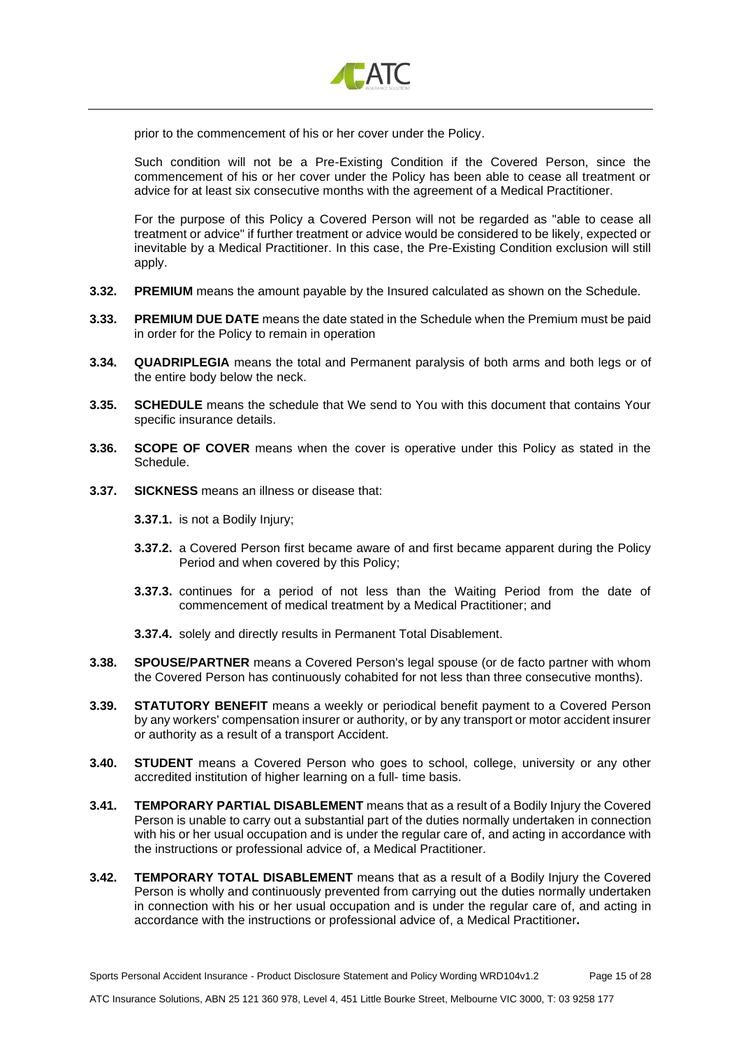prior to the commencement of his or her cover under the Policy.

Such condition will not be a Pre-Existing Condition if the Covered Person, since the commencement of his or her cover under the Policy has been able to cease all treatment or advice for at least six consecutive months with the agreement of a Medical Practitioner.

For the purpose of this Policy a Covered Person will not be regarded as "able to cease all treatment or advice" if further treatment or advice would be considered to be likely, expected or inevitable by a Medical Practitioner. In this case, the Pre-Existing Condition exclusion will still apply.

**3.32. PREMIUM** means the amount payable by the Insured calculated as shown on the Schedule.

**3.33. PREMIUM DUE DATE** means the date stated in the Schedule when the Premium must be paid in order for the Policy to remain in operation

**3.34. QUADRIPLEGIA** means the total and Permanent paralysis of both arms and both legs or of the entire body below the neck.

**3.35. SCHEDULE** means the schedule that We send to You with this document that contains Your specific insurance details.

**3.36. SCOPE OF COVER** means when the cover is operative under this Policy as stated in the Schedule.

**3.37. SICKNESS** means an illness or disease that:

**3.37.1.** is not a Bodily Injury;

**3.37.2.** a Covered Person first became aware of and first became apparent during the Policy Period and when covered by this Policy;

**3.37.3.** continues for a period of not less than the Waiting Period from the date of commencement of medical treatment by a Medical Practitioner; and

**3.37.4.** solely and directly results in Permanent Total Disablement.

**3.38. SPOUSE/PARTNER** means a Covered Person's legal spouse (or de facto partner with whom the Covered Person has continuously cohabited for not less than three consecutive months).

**3.39. STATUTORY BENEFIT** means a weekly or periodical benefit payment to a Covered Person by any workers' compensation insurer or authority, or by any transport or motor accident insurer or authority as a result of a transport Accident.

**3.40. STUDENT** means a Covered Person who goes to school, college, university or any other accredited institution of higher learning on a full- time basis.

**3.41. TEMPORARY PARTIAL DISABLEMENT** means that as a result of a Bodily Injury the Covered Person is unable to carry out a substantial part of the duties normally undertaken in connection with his or her usual occupation and is under the regular care of, and acting in accordance with the instructions or professional advice of, a Medical Practitioner.

**3.42. TEMPORARY TOTAL DISABLEMENT** means that as a result of a Bodily Injury the Covered Person is wholly and continuously prevented from carrying out the duties normally undertaken in connection with his or her usual occupation and is under the regular care of, and acting in accordance with the instructions or professional advice of, a Medical Practitioner**.**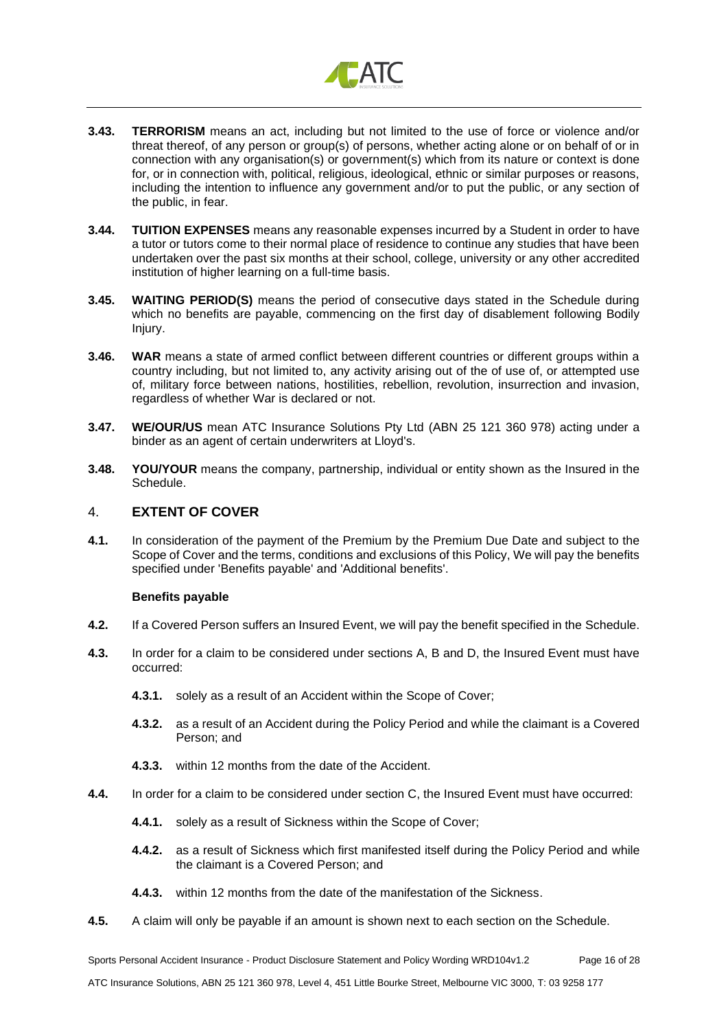**3.43. TERRORISM** means an act, including but not limited to the use of force or violence and/or threat thereof, of any person or group(s) of persons, whether acting alone or on behalf of or in connection with any organisation(s) or government(s) which from its nature or context is done for, or in connection with, political, religious, ideological, ethnic or similar purposes or reasons, including the intention to influence any government and/or to put the public, or any section of the public, in fear.

**3.44. TUITION EXPENSES** means any reasonable expenses incurred by a Student in order to have a tutor or tutors come to their normal place of residence to continue any studies that have been undertaken over the past six months at their school, college, university or any other accredited institution of higher learning on a full-time basis.

**3.45. WAITING PERIOD(S)** means the period of consecutive days stated in the Schedule during which no benefits are payable, commencing on the first day of disablement following Bodily Injury.

**3.46. WAR** means a state of armed conflict between different countries or different groups within a country including, but not limited to, any activity arising out of the of use of, or attempted use of, military force between nations, hostilities, rebellion, revolution, insurrection and invasion, regardless of whether War is declared or not.

**3.47. WE/OUR/US** mean ATC Insurance Solutions Pty Ltd (ABN 25 121 360 978) acting under a binder as an agent of certain underwriters at Lloyd's.

**3.48. YOU/YOUR** means the company, partnership, individual or entity shown as the Insured in the Schedule.

## 4. EXTENT OF COVER

**4.1.** In consideration of the payment of the Premium by the Premium Due Date and subject to the Scope of Cover and the terms, conditions and exclusions of this Policy, We will pay the benefits specified under 'Benefits payable' and 'Additional benefits'.

**Benefits payable**

**4.2.** If a Covered Person suffers an Insured Event, we will pay the benefit specified in the Schedule.

**4.3.** In order for a claim to be considered under sections A, B and D, the Insured Event must have occurred:

- **4.3.1.** solely as a result of an Accident within the Scope of Cover;
- **4.3.2.** as a result of an Accident during the Policy Period and while the claimant is a Covered Person; and
- **4.3.3.** within 12 months from the date of the Accident.

**4.4.** In order for a claim to be considered under section C, the Insured Event must have occurred:

- **4.4.1.** solely as a result of Sickness within the Scope of Cover;
- **4.4.2.** as a result of Sickness which first manifested itself during the Policy Period and while the claimant is a Covered Person; and
- **4.4.3.** within 12 months from the date of the manifestation of the Sickness.

**4.5.** A claim will only be payable if an amount is shown next to each section on the Schedule.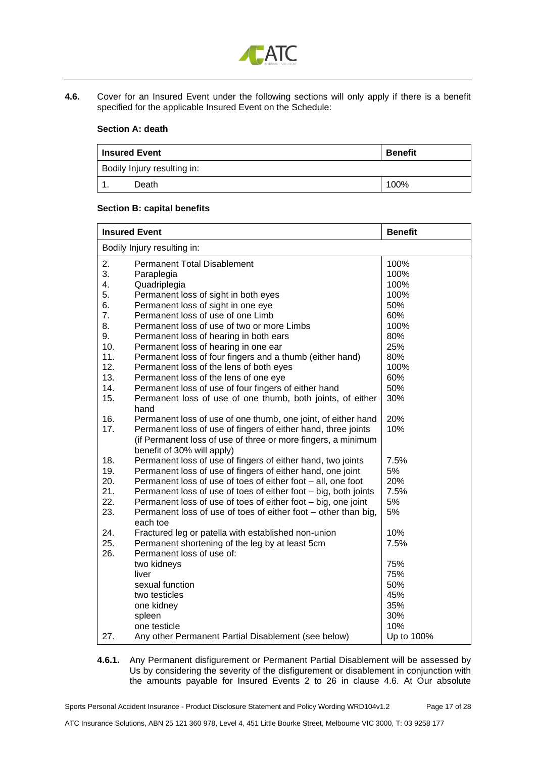**4.6.** Cover for an Insured Event under the following sections will only apply if there is a benefit specified for the applicable Insured Event on the Schedule:

**Section A: death**

| Insured Event | | Benefit |
|---|---|---|
| Bodily Injury resulting in: | | |
| 1. | Death | 100% |

**Section B: capital benefits**

| Insured Event | | Benefit |
|---|---|---|
| Bodily Injury resulting in: | | |
| 2. | Permanent Total Disablement | 100% |
| 3. | Paraplegia | 100% |
| 4. | Quadriplegia | 100% |
| 5. | Permanent loss of sight in both eyes | 100% |
| 6. | Permanent loss of sight in one eye | 50% |
| 7. | Permanent loss of use of one Limb | 60% |
| 8. | Permanent loss of use of two or more Limbs | 100% |
| 9. | Permanent loss of hearing in both ears | 80% |
| 10. | Permanent loss of hearing in one ear | 25% |
| 11. | Permanent loss of four fingers and a thumb (either hand) | 80% |
| 12. | Permanent loss of the lens of both eyes | 100% |
| 13. | Permanent loss of the lens of one eye | 60% |
| 14. | Permanent loss of use of four fingers of either hand | 50% |
| 15. | Permanent loss of use of one thumb, both joints, of either hand | 30% |
| 16. | Permanent loss of use of one thumb, one joint, of either hand | 20% |
| 17. | Permanent loss of use of fingers of either hand, three joints (if Permanent loss of use of three or more fingers, a minimum benefit of 30% will apply) | 10% |
| 18. | Permanent loss of use of fingers of either hand, two joints | 7.5% |
| 19. | Permanent loss of use of fingers of either hand, one joint | 5% |
| 20. | Permanent loss of use of toes of either foot – all, one foot | 20% |
| 21. | Permanent loss of use of toes of either foot – big, both joints | 7.5% |
| 22. | Permanent loss of use of toes of either foot – big, one joint | 5% |
| 23. | Permanent loss of use of toes of either foot – other than big, each toe | 5% |
| 24. | Fractured leg or patella with established non-union | 10% |
| 25. | Permanent shortening of the leg by at least 5cm | 7.5% |
| 26. | Permanent loss of use of: | |
| | two kidneys | 75% |
| | liver | 75% |
| | sexual function | 50% |
| | two testicles | 45% |
| | one kidney | 35% |
| | spleen | 30% |
| | one testicle | 10% |
| 27. | Any other Permanent Partial Disablement (see below) | Up to 100% |

**4.6.1.** Any Permanent disfigurement or Permanent Partial Disablement will be assessed by Us by considering the severity of the disfigurement or disablement in conjunction with the amounts payable for Insured Events 2 to 26 in clause 4.6. At Our absolute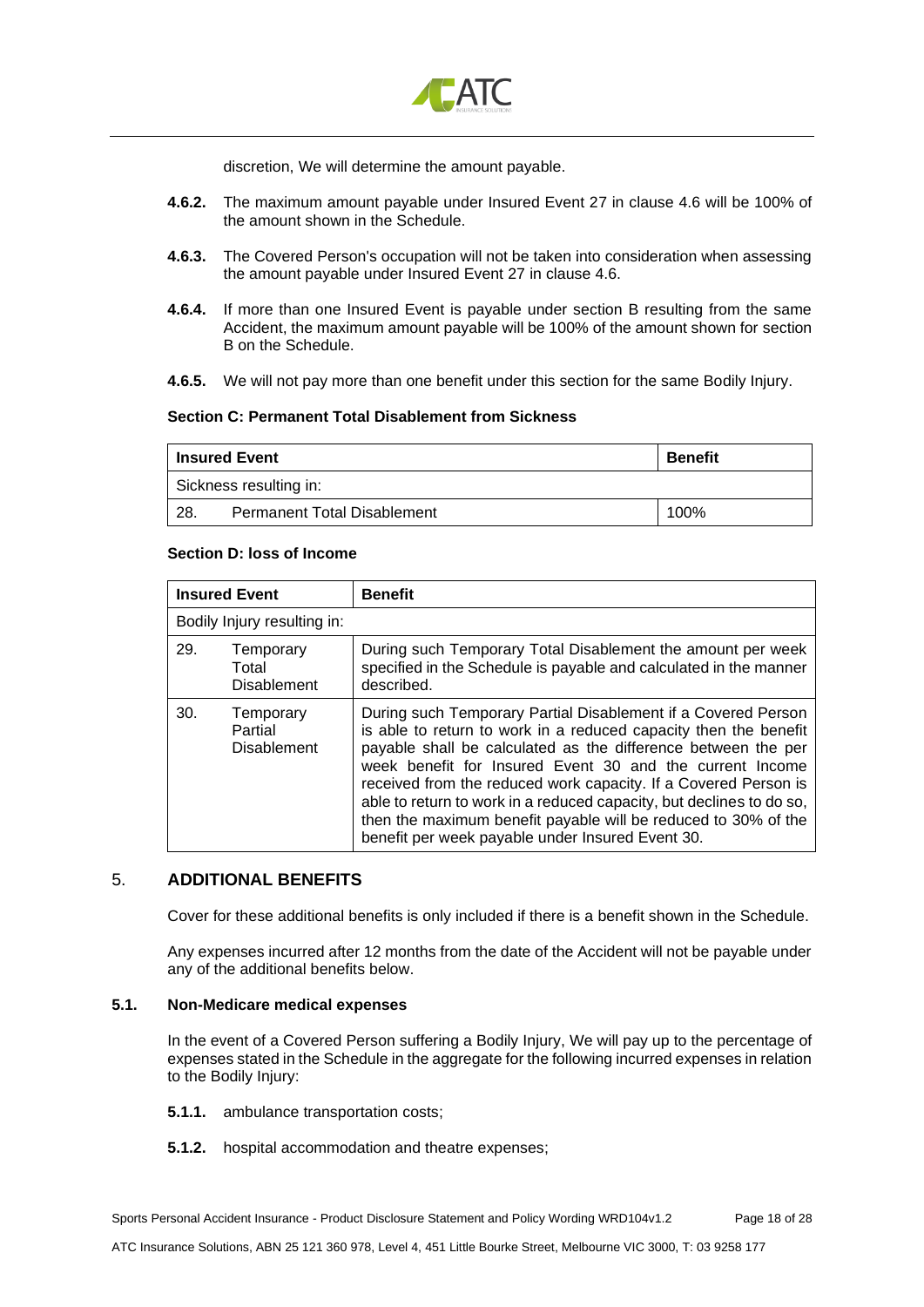discretion, We will determine the amount payable.

**4.6.2.** The maximum amount payable under Insured Event 27 in clause 4.6 will be 100% of the amount shown in the Schedule.

**4.6.3.** The Covered Person's occupation will not be taken into consideration when assessing the amount payable under Insured Event 27 in clause 4.6.

**4.6.4.** If more than one Insured Event is payable under section B resulting from the same Accident, the maximum amount payable will be 100% of the amount shown for section B on the Schedule.

**4.6.5.** We will not pay more than one benefit under this section for the same Bodily Injury.

**Section C: Permanent Total Disablement from Sickness**

| **Insured Event** | | **Benefit** |
|---|---|---|
| Sickness resulting in: | | |
| 28. | Permanent Total Disablement | 100% |

**Section D: loss of Income**

| **Insured Event** | | **Benefit** |
|---|---|---|
| Bodily Injury resulting in: | | |
| 29. | Temporary Total Disablement | During such Temporary Total Disablement the amount per week specified in the Schedule is payable and calculated in the manner described. |
| 30. | Temporary Partial Disablement | During such Temporary Partial Disablement if a Covered Person is able to return to work in a reduced capacity then the benefit payable shall be calculated as the difference between the per week benefit for Insured Event 30 and the current Income received from the reduced work capacity. If a Covered Person is able to return to work in a reduced capacity, but declines to do so, then the maximum benefit payable will be reduced to 30% of the benefit per week payable under Insured Event 30. |

## 5. ADDITIONAL BENEFITS

Cover for these additional benefits is only included if there is a benefit shown in the Schedule.

Any expenses incurred after 12 months from the date of the Accident will not be payable under any of the additional benefits below.

### 5.1. Non-Medicare medical expenses

In the event of a Covered Person suffering a Bodily Injury, We will pay up to the percentage of expenses stated in the Schedule in the aggregate for the following incurred expenses in relation to the Bodily Injury:

**5.1.1.** ambulance transportation costs;

**5.1.2.** hospital accommodation and theatre expenses;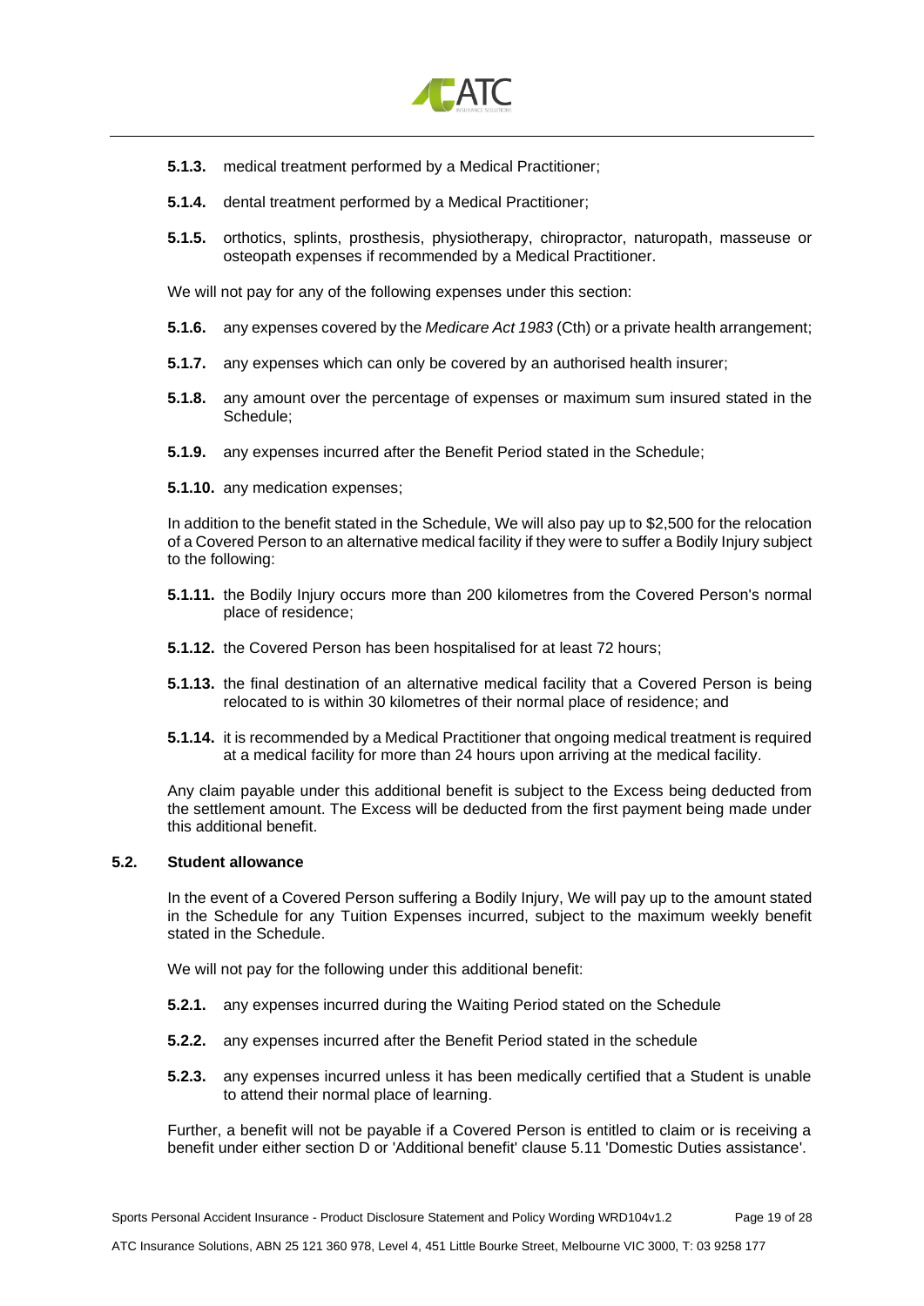**5.1.3.** medical treatment performed by a Medical Practitioner;

**5.1.4.** dental treatment performed by a Medical Practitioner;

**5.1.5.** orthotics, splints, prosthesis, physiotherapy, chiropractor, naturopath, masseuse or osteopath expenses if recommended by a Medical Practitioner.

We will not pay for any of the following expenses under this section:

**5.1.6.** any expenses covered by the *Medicare Act 1983* (Cth) or a private health arrangement;

**5.1.7.** any expenses which can only be covered by an authorised health insurer;

**5.1.8.** any amount over the percentage of expenses or maximum sum insured stated in the Schedule;

**5.1.9.** any expenses incurred after the Benefit Period stated in the Schedule;

**5.1.10.** any medication expenses;

In addition to the benefit stated in the Schedule, We will also pay up to $2,500 for the relocation of a Covered Person to an alternative medical facility if they were to suffer a Bodily Injury subject to the following:

**5.1.11.** the Bodily Injury occurs more than 200 kilometres from the Covered Person's normal place of residence;

**5.1.12.** the Covered Person has been hospitalised for at least 72 hours;

**5.1.13.** the final destination of an alternative medical facility that a Covered Person is being relocated to is within 30 kilometres of their normal place of residence; and

**5.1.14.** it is recommended by a Medical Practitioner that ongoing medical treatment is required at a medical facility for more than 24 hours upon arriving at the medical facility.

Any claim payable under this additional benefit is subject to the Excess being deducted from the settlement amount. The Excess will be deducted from the first payment being made under this additional benefit.

### 5.2. Student allowance

In the event of a Covered Person suffering a Bodily Injury, We will pay up to the amount stated in the Schedule for any Tuition Expenses incurred, subject to the maximum weekly benefit stated in the Schedule.

We will not pay for the following under this additional benefit:

**5.2.1.** any expenses incurred during the Waiting Period stated on the Schedule

**5.2.2.** any expenses incurred after the Benefit Period stated in the schedule

**5.2.3.** any expenses incurred unless it has been medically certified that a Student is unable to attend their normal place of learning.

Further, a benefit will not be payable if a Covered Person is entitled to claim or is receiving a benefit under either section D or 'Additional benefit' clause 5.11 'Domestic Duties assistance'.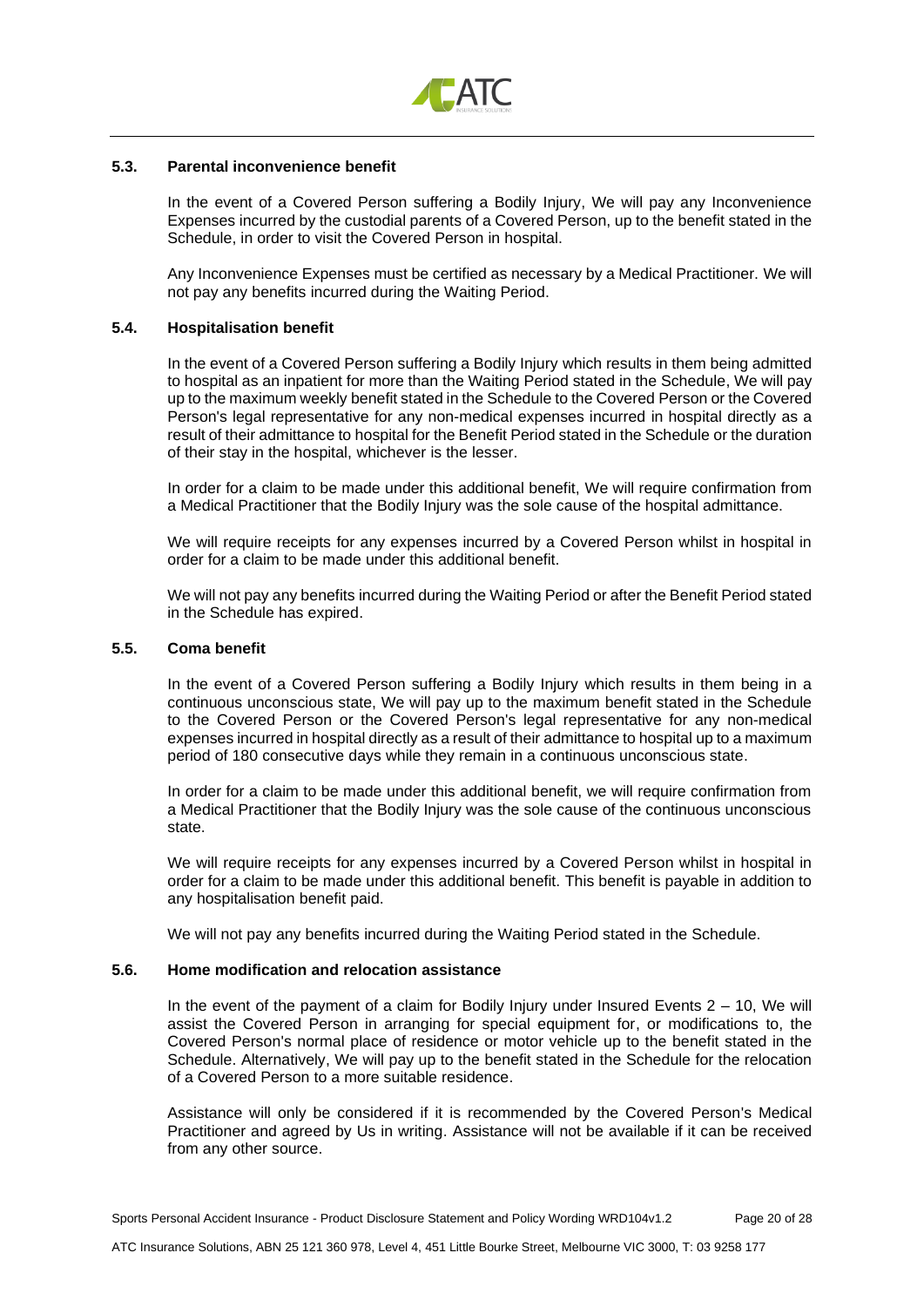### 5.3. Parental inconvenience benefit

In the event of a Covered Person suffering a Bodily Injury, We will pay any Inconvenience Expenses incurred by the custodial parents of a Covered Person, up to the benefit stated in the Schedule, in order to visit the Covered Person in hospital.

Any Inconvenience Expenses must be certified as necessary by a Medical Practitioner. We will not pay any benefits incurred during the Waiting Period.

### 5.4. Hospitalisation benefit

In the event of a Covered Person suffering a Bodily Injury which results in them being admitted to hospital as an inpatient for more than the Waiting Period stated in the Schedule, We will pay up to the maximum weekly benefit stated in the Schedule to the Covered Person or the Covered Person's legal representative for any non-medical expenses incurred in hospital directly as a result of their admittance to hospital for the Benefit Period stated in the Schedule or the duration of their stay in the hospital, whichever is the lesser.

In order for a claim to be made under this additional benefit, We will require confirmation from a Medical Practitioner that the Bodily Injury was the sole cause of the hospital admittance.

We will require receipts for any expenses incurred by a Covered Person whilst in hospital in order for a claim to be made under this additional benefit.

We will not pay any benefits incurred during the Waiting Period or after the Benefit Period stated in the Schedule has expired.

### 5.5. Coma benefit

In the event of a Covered Person suffering a Bodily Injury which results in them being in a continuous unconscious state, We will pay up to the maximum benefit stated in the Schedule to the Covered Person or the Covered Person's legal representative for any non-medical expenses incurred in hospital directly as a result of their admittance to hospital up to a maximum period of 180 consecutive days while they remain in a continuous unconscious state.

In order for a claim to be made under this additional benefit, we will require confirmation from a Medical Practitioner that the Bodily Injury was the sole cause of the continuous unconscious state.

We will require receipts for any expenses incurred by a Covered Person whilst in hospital in order for a claim to be made under this additional benefit. This benefit is payable in addition to any hospitalisation benefit paid.

We will not pay any benefits incurred during the Waiting Period stated in the Schedule.

### 5.6. Home modification and relocation assistance

In the event of the payment of a claim for Bodily Injury under Insured Events 2 – 10, We will assist the Covered Person in arranging for special equipment for, or modifications to, the Covered Person's normal place of residence or motor vehicle up to the benefit stated in the Schedule. Alternatively, We will pay up to the benefit stated in the Schedule for the relocation of a Covered Person to a more suitable residence.

Assistance will only be considered if it is recommended by the Covered Person's Medical Practitioner and agreed by Us in writing. Assistance will not be available if it can be received from any other source.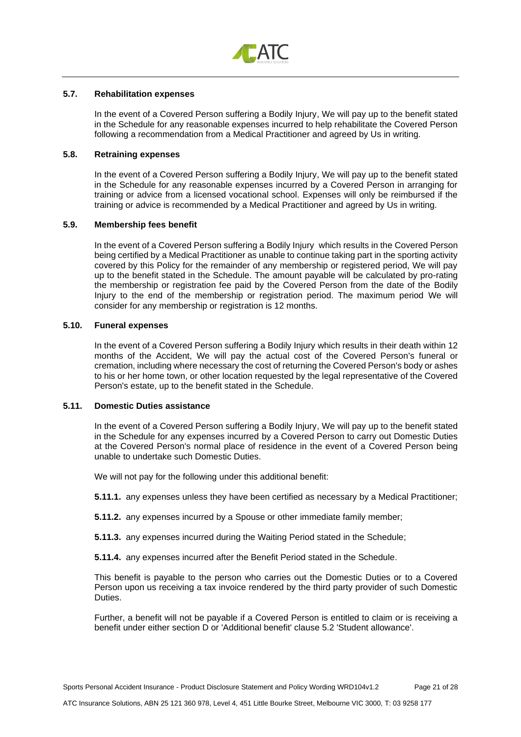### 5.7. Rehabilitation expenses

In the event of a Covered Person suffering a Bodily Injury, We will pay up to the benefit stated in the Schedule for any reasonable expenses incurred to help rehabilitate the Covered Person following a recommendation from a Medical Practitioner and agreed by Us in writing.

### 5.8. Retraining expenses

In the event of a Covered Person suffering a Bodily Injury, We will pay up to the benefit stated in the Schedule for any reasonable expenses incurred by a Covered Person in arranging for training or advice from a licensed vocational school. Expenses will only be reimbursed if the training or advice is recommended by a Medical Practitioner and agreed by Us in writing.

### 5.9. Membership fees benefit

In the event of a Covered Person suffering a Bodily Injury which results in the Covered Person being certified by a Medical Practitioner as unable to continue taking part in the sporting activity covered by this Policy for the remainder of any membership or registered period, We will pay up to the benefit stated in the Schedule. The amount payable will be calculated by pro-rating the membership or registration fee paid by the Covered Person from the date of the Bodily Injury to the end of the membership or registration period. The maximum period We will consider for any membership or registration is 12 months.

### 5.10. Funeral expenses

In the event of a Covered Person suffering a Bodily Injury which results in their death within 12 months of the Accident, We will pay the actual cost of the Covered Person's funeral or cremation, including where necessary the cost of returning the Covered Person's body or ashes to his or her home town, or other location requested by the legal representative of the Covered Person's estate, up to the benefit stated in the Schedule.

### 5.11. Domestic Duties assistance

In the event of a Covered Person suffering a Bodily Injury, We will pay up to the benefit stated in the Schedule for any expenses incurred by a Covered Person to carry out Domestic Duties at the Covered Person's normal place of residence in the event of a Covered Person being unable to undertake such Domestic Duties.

We will not pay for the following under this additional benefit:

**5.11.1.** any expenses unless they have been certified as necessary by a Medical Practitioner;

**5.11.2.** any expenses incurred by a Spouse or other immediate family member;

**5.11.3.** any expenses incurred during the Waiting Period stated in the Schedule;

**5.11.4.** any expenses incurred after the Benefit Period stated in the Schedule.

This benefit is payable to the person who carries out the Domestic Duties or to a Covered Person upon us receiving a tax invoice rendered by the third party provider of such Domestic Duties.

Further, a benefit will not be payable if a Covered Person is entitled to claim or is receiving a benefit under either section D or 'Additional benefit' clause 5.2 'Student allowance'.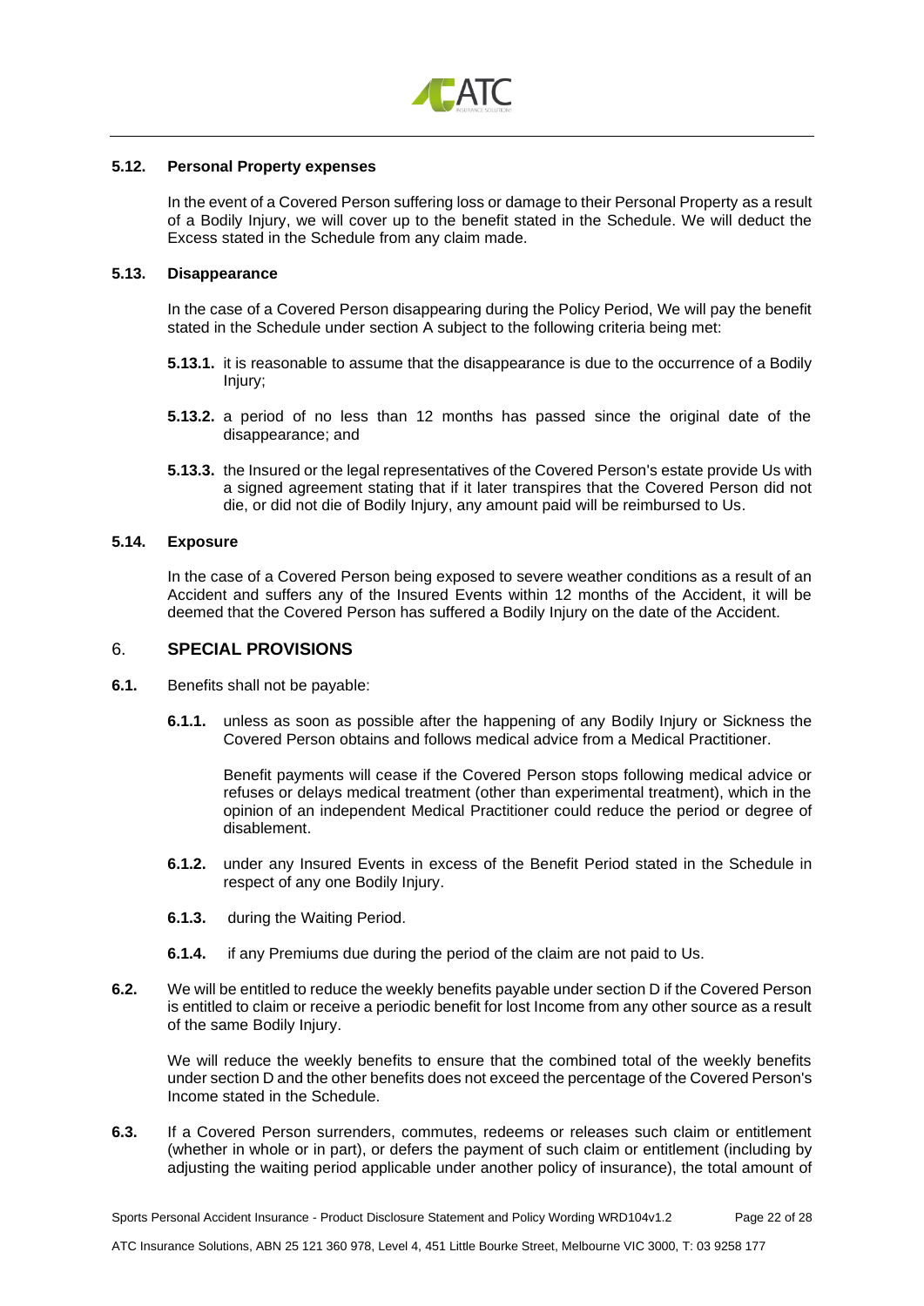### 5.12. Personal Property expenses

In the event of a Covered Person suffering loss or damage to their Personal Property as a result of a Bodily Injury, we will cover up to the benefit stated in the Schedule. We will deduct the Excess stated in the Schedule from any claim made.

### 5.13. Disappearance

In the case of a Covered Person disappearing during the Policy Period, We will pay the benefit stated in the Schedule under section A subject to the following criteria being met:

**5.13.1.** it is reasonable to assume that the disappearance is due to the occurrence of a Bodily Injury;

**5.13.2.** a period of no less than 12 months has passed since the original date of the disappearance; and

**5.13.3.** the Insured or the legal representatives of the Covered Person's estate provide Us with a signed agreement stating that if it later transpires that the Covered Person did not die, or did not die of Bodily Injury, any amount paid will be reimbursed to Us.

### 5.14. Exposure

In the case of a Covered Person being exposed to severe weather conditions as a result of an Accident and suffers any of the Insured Events within 12 months of the Accident, it will be deemed that the Covered Person has suffered a Bodily Injury on the date of the Accident.

## 6. SPECIAL PROVISIONS

**6.1.** Benefits shall not be payable:

**6.1.1.** unless as soon as possible after the happening of any Bodily Injury or Sickness the Covered Person obtains and follows medical advice from a Medical Practitioner.

Benefit payments will cease if the Covered Person stops following medical advice or refuses or delays medical treatment (other than experimental treatment), which in the opinion of an independent Medical Practitioner could reduce the period or degree of disablement.

**6.1.2.** under any Insured Events in excess of the Benefit Period stated in the Schedule in respect of any one Bodily Injury.

**6.1.3.** during the Waiting Period.

**6.1.4.** if any Premiums due during the period of the claim are not paid to Us.

**6.2.** We will be entitled to reduce the weekly benefits payable under section D if the Covered Person is entitled to claim or receive a periodic benefit for lost Income from any other source as a result of the same Bodily Injury.

We will reduce the weekly benefits to ensure that the combined total of the weekly benefits under section D and the other benefits does not exceed the percentage of the Covered Person's Income stated in the Schedule.

**6.3.** If a Covered Person surrenders, commutes, redeems or releases such claim or entitlement (whether in whole or in part), or defers the payment of such claim or entitlement (including by adjusting the waiting period applicable under another policy of insurance), the total amount of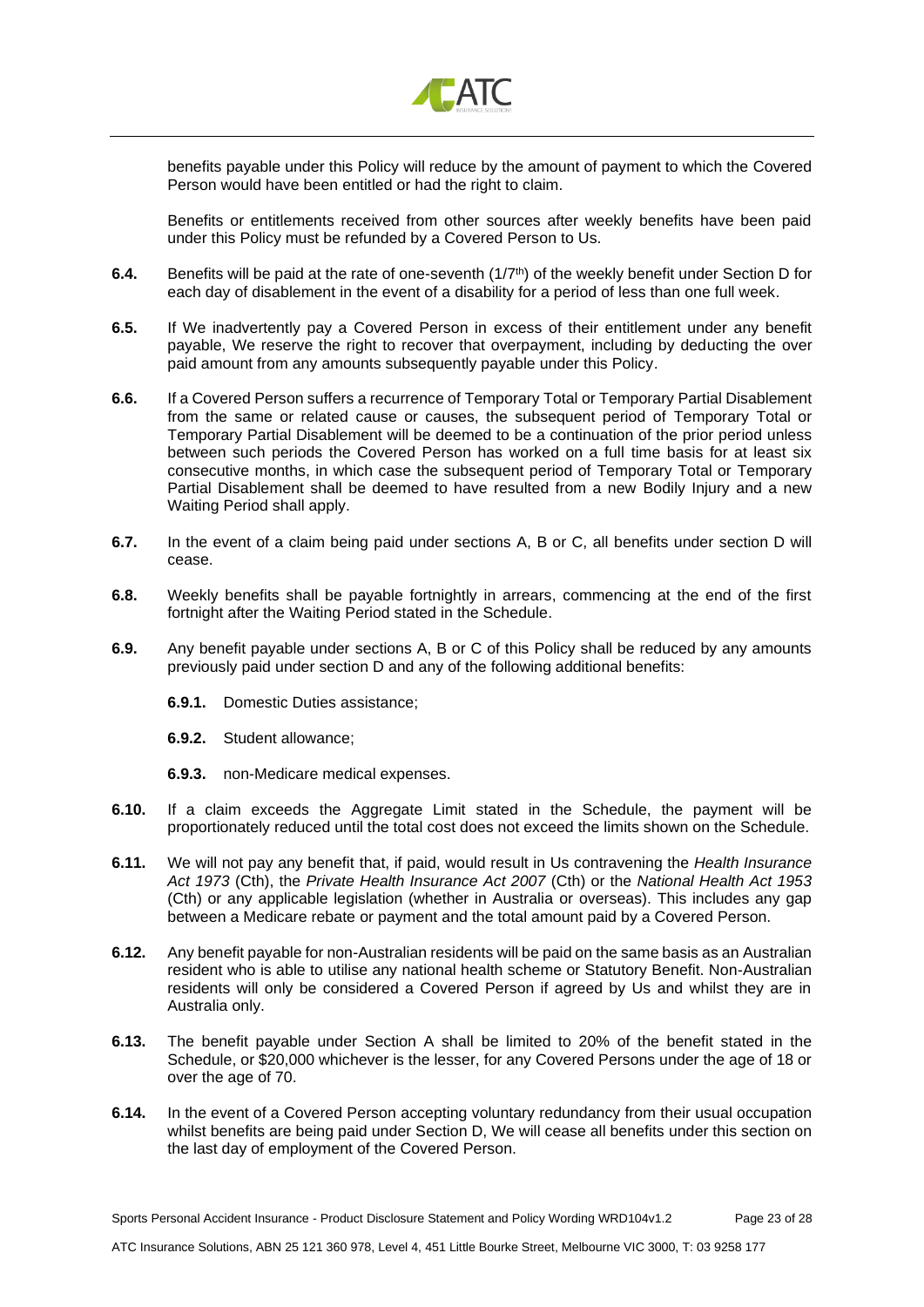benefits payable under this Policy will reduce by the amount of payment to which the Covered Person would have been entitled or had the right to claim.

Benefits or entitlements received from other sources after weekly benefits have been paid under this Policy must be refunded by a Covered Person to Us.

**6.4.** Benefits will be paid at the rate of one-seventh ($1/7^{th}$) of the weekly benefit under Section D for each day of disablement in the event of a disability for a period of less than one full week.

**6.5.** If We inadvertently pay a Covered Person in excess of their entitlement under any benefit payable, We reserve the right to recover that overpayment, including by deducting the over paid amount from any amounts subsequently payable under this Policy.

**6.6.** If a Covered Person suffers a recurrence of Temporary Total or Temporary Partial Disablement from the same or related cause or causes, the subsequent period of Temporary Total or Temporary Partial Disablement will be deemed to be a continuation of the prior period unless between such periods the Covered Person has worked on a full time basis for at least six consecutive months, in which case the subsequent period of Temporary Total or Temporary Partial Disablement shall be deemed to have resulted from a new Bodily Injury and a new Waiting Period shall apply.

**6.7.** In the event of a claim being paid under sections A, B or C, all benefits under section D will cease.

**6.8.** Weekly benefits shall be payable fortnightly in arrears, commencing at the end of the first fortnight after the Waiting Period stated in the Schedule.

**6.9.** Any benefit payable under sections A, B or C of this Policy shall be reduced by any amounts previously paid under section D and any of the following additional benefits:

- **6.9.1.** Domestic Duties assistance;
- **6.9.2.** Student allowance;
- **6.9.3.** non-Medicare medical expenses.

**6.10.** If a claim exceeds the Aggregate Limit stated in the Schedule, the payment will be proportionately reduced until the total cost does not exceed the limits shown on the Schedule.

**6.11.** We will not pay any benefit that, if paid, would result in Us contravening the *Health Insurance Act 1973* (Cth), the *Private Health Insurance Act 2007* (Cth) or the *National Health Act 1953* (Cth) or any applicable legislation (whether in Australia or overseas). This includes any gap between a Medicare rebate or payment and the total amount paid by a Covered Person.

**6.12.** Any benefit payable for non-Australian residents will be paid on the same basis as an Australian resident who is able to utilise any national health scheme or Statutory Benefit. Non-Australian residents will only be considered a Covered Person if agreed by Us and whilst they are in Australia only.

**6.13.** The benefit payable under Section A shall be limited to 20% of the benefit stated in the Schedule, or $20,000 whichever is the lesser, for any Covered Persons under the age of 18 or over the age of 70.

**6.14.** In the event of a Covered Person accepting voluntary redundancy from their usual occupation whilst benefits are being paid under Section D, We will cease all benefits under this section on the last day of employment of the Covered Person.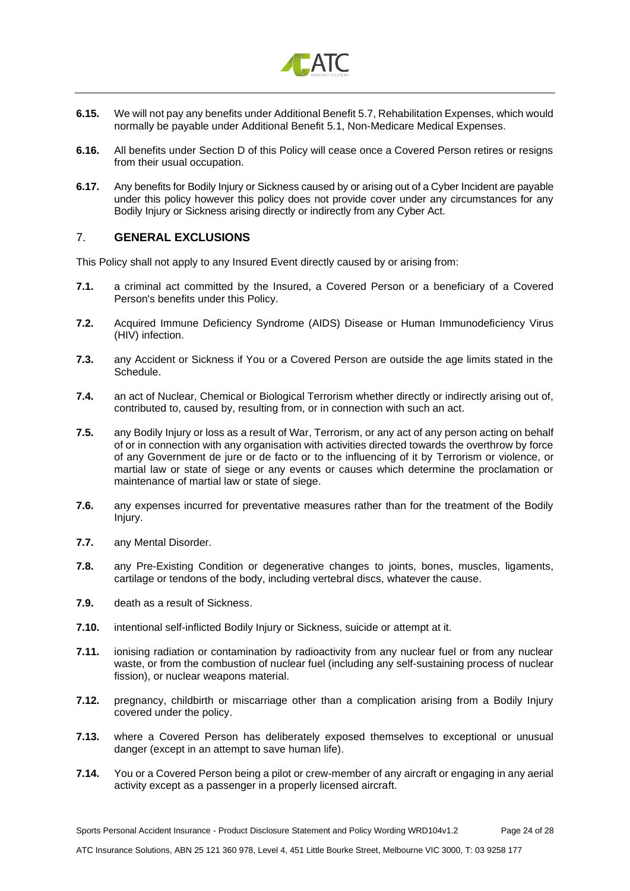**6.15.** We will not pay any benefits under Additional Benefit 5.7, Rehabilitation Expenses, which would normally be payable under Additional Benefit 5.1, Non-Medicare Medical Expenses.

**6.16.** All benefits under Section D of this Policy will cease once a Covered Person retires or resigns from their usual occupation.

**6.17.** Any benefits for Bodily Injury or Sickness caused by or arising out of a Cyber Incident are payable under this policy however this policy does not provide cover under any circumstances for any Bodily Injury or Sickness arising directly or indirectly from any Cyber Act.

## 7. GENERAL EXCLUSIONS

This Policy shall not apply to any Insured Event directly caused by or arising from:

**7.1.** a criminal act committed by the Insured, a Covered Person or a beneficiary of a Covered Person's benefits under this Policy.

**7.2.** Acquired Immune Deficiency Syndrome (AIDS) Disease or Human Immunodeficiency Virus (HIV) infection.

**7.3.** any Accident or Sickness if You or a Covered Person are outside the age limits stated in the Schedule.

**7.4.** an act of Nuclear, Chemical or Biological Terrorism whether directly or indirectly arising out of, contributed to, caused by, resulting from, or in connection with such an act.

**7.5.** any Bodily Injury or loss as a result of War, Terrorism, or any act of any person acting on behalf of or in connection with any organisation with activities directed towards the overthrow by force of any Government de jure or de facto or to the influencing of it by Terrorism or violence, or martial law or state of siege or any events or causes which determine the proclamation or maintenance of martial law or state of siege.

**7.6.** any expenses incurred for preventative measures rather than for the treatment of the Bodily Injury.

**7.7.** any Mental Disorder.

**7.8.** any Pre-Existing Condition or degenerative changes to joints, bones, muscles, ligaments, cartilage or tendons of the body, including vertebral discs, whatever the cause.

**7.9.** death as a result of Sickness.

**7.10.** intentional self-inflicted Bodily Injury or Sickness, suicide or attempt at it.

**7.11.** ionising radiation or contamination by radioactivity from any nuclear fuel or from any nuclear waste, or from the combustion of nuclear fuel (including any self-sustaining process of nuclear fission), or nuclear weapons material.

**7.12.** pregnancy, childbirth or miscarriage other than a complication arising from a Bodily Injury covered under the policy.

**7.13.** where a Covered Person has deliberately exposed themselves to exceptional or unusual danger (except in an attempt to save human life).

**7.14.** You or a Covered Person being a pilot or crew-member of any aircraft or engaging in any aerial activity except as a passenger in a properly licensed aircraft.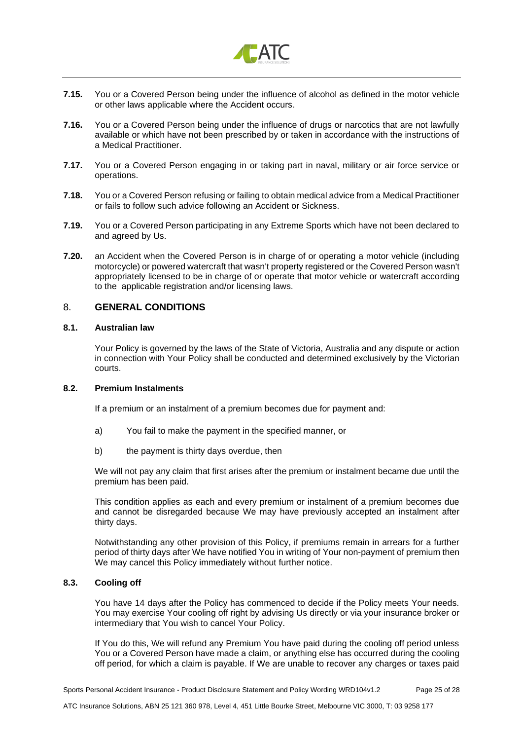**7.15.** You or a Covered Person being under the influence of alcohol as defined in the motor vehicle or other laws applicable where the Accident occurs.

**7.16.** You or a Covered Person being under the influence of drugs or narcotics that are not lawfully available or which have not been prescribed by or taken in accordance with the instructions of a Medical Practitioner.

**7.17.** You or a Covered Person engaging in or taking part in naval, military or air force service or operations.

**7.18.** You or a Covered Person refusing or failing to obtain medical advice from a Medical Practitioner or fails to follow such advice following an Accident or Sickness.

**7.19.** You or a Covered Person participating in any Extreme Sports which have not been declared to and agreed by Us.

**7.20.** an Accident when the Covered Person is in charge of or operating a motor vehicle (including motorcycle) or powered watercraft that wasn't property registered or the Covered Person wasn't appropriately licensed to be in charge of or operate that motor vehicle or watercraft according to the applicable registration and/or licensing laws.

## 8. GENERAL CONDITIONS

### 8.1. Australian law

Your Policy is governed by the laws of the State of Victoria, Australia and any dispute or action in connection with Your Policy shall be conducted and determined exclusively by the Victorian courts.

### 8.2. Premium Instalments

If a premium or an instalment of a premium becomes due for payment and:

a) You fail to make the payment in the specified manner, or

b) the payment is thirty days overdue, then

We will not pay any claim that first arises after the premium or instalment became due until the premium has been paid.

This condition applies as each and every premium or instalment of a premium becomes due and cannot be disregarded because We may have previously accepted an instalment after thirty days.

Notwithstanding any other provision of this Policy, if premiums remain in arrears for a further period of thirty days after We have notified You in writing of Your non-payment of premium then We may cancel this Policy immediately without further notice.

### 8.3. Cooling off

You have 14 days after the Policy has commenced to decide if the Policy meets Your needs. You may exercise Your cooling off right by advising Us directly or via your insurance broker or intermediary that You wish to cancel Your Policy.

If You do this, We will refund any Premium You have paid during the cooling off period unless You or a Covered Person have made a claim, or anything else has occurred during the cooling off period, for which a claim is payable. If We are unable to recover any charges or taxes paid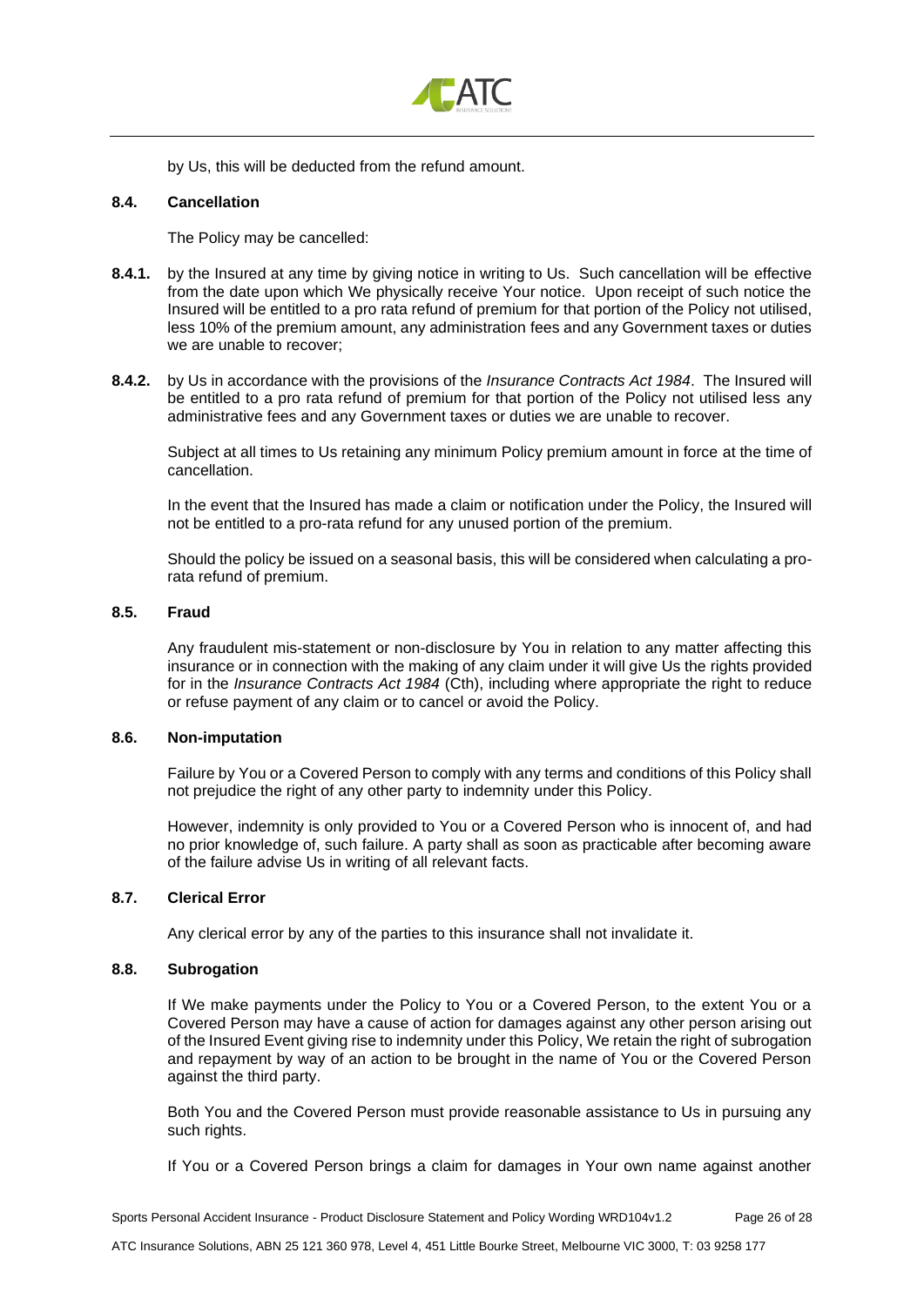by Us, this will be deducted from the refund amount.

### 8.4. Cancellation

The Policy may be cancelled:

**8.4.1.** by the Insured at any time by giving notice in writing to Us. Such cancellation will be effective from the date upon which We physically receive Your notice. Upon receipt of such notice the Insured will be entitled to a pro rata refund of premium for that portion of the Policy not utilised, less 10% of the premium amount, any administration fees and any Government taxes or duties we are unable to recover;

**8.4.2.** by Us in accordance with the provisions of the *Insurance Contracts Act 1984*. The Insured will be entitled to a pro rata refund of premium for that portion of the Policy not utilised less any administrative fees and any Government taxes or duties we are unable to recover.

Subject at all times to Us retaining any minimum Policy premium amount in force at the time of cancellation.

In the event that the Insured has made a claim or notification under the Policy, the Insured will not be entitled to a pro-rata refund for any unused portion of the premium.

Should the policy be issued on a seasonal basis, this will be considered when calculating a pro-rata refund of premium.

### 8.5. Fraud

Any fraudulent mis-statement or non-disclosure by You in relation to any matter affecting this insurance or in connection with the making of any claim under it will give Us the rights provided for in the *Insurance Contracts Act 1984* (Cth), including where appropriate the right to reduce or refuse payment of any claim or to cancel or avoid the Policy.

### 8.6. Non-imputation

Failure by You or a Covered Person to comply with any terms and conditions of this Policy shall not prejudice the right of any other party to indemnity under this Policy.

However, indemnity is only provided to You or a Covered Person who is innocent of, and had no prior knowledge of, such failure. A party shall as soon as practicable after becoming aware of the failure advise Us in writing of all relevant facts.

### 8.7. Clerical Error

Any clerical error by any of the parties to this insurance shall not invalidate it.

### 8.8. Subrogation

If We make payments under the Policy to You or a Covered Person, to the extent You or a Covered Person may have a cause of action for damages against any other person arising out of the Insured Event giving rise to indemnity under this Policy, We retain the right of subrogation and repayment by way of an action to be brought in the name of You or the Covered Person against the third party.

Both You and the Covered Person must provide reasonable assistance to Us in pursuing any such rights.

If You or a Covered Person brings a claim for damages in Your own name against another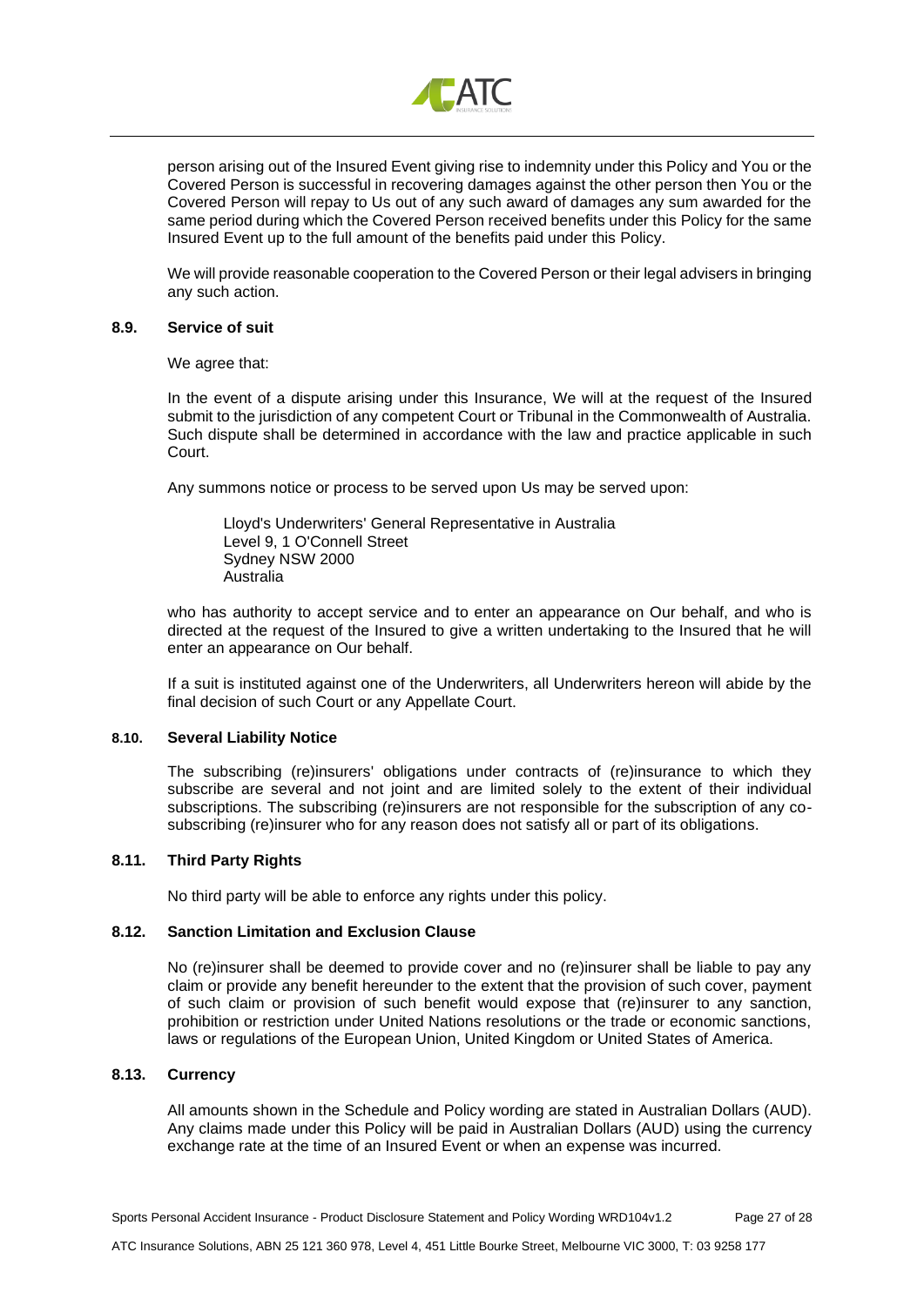person arising out of the Insured Event giving rise to indemnity under this Policy and You or the Covered Person is successful in recovering damages against the other person then You or the Covered Person will repay to Us out of any such award of damages any sum awarded for the same period during which the Covered Person received benefits under this Policy for the same Insured Event up to the full amount of the benefits paid under this Policy.

We will provide reasonable cooperation to the Covered Person or their legal advisers in bringing any such action.

#### 8.9. Service of suit

We agree that:

In the event of a dispute arising under this Insurance, We will at the request of the Insured submit to the jurisdiction of any competent Court or Tribunal in the Commonwealth of Australia. Such dispute shall be determined in accordance with the law and practice applicable in such Court.

Any summons notice or process to be served upon Us may be served upon:

Lloyd's Underwriters' General Representative in Australia
Level 9, 1 O'Connell Street
Sydney NSW 2000
Australia

who has authority to accept service and to enter an appearance on Our behalf, and who is directed at the request of the Insured to give a written undertaking to the Insured that he will enter an appearance on Our behalf.

If a suit is instituted against one of the Underwriters, all Underwriters hereon will abide by the final decision of such Court or any Appellate Court.

#### 8.10. Several Liability Notice

The subscribing (re)insurers' obligations under contracts of (re)insurance to which they subscribe are several and not joint and are limited solely to the extent of their individual subscriptions. The subscribing (re)insurers are not responsible for the subscription of any co-subscribing (re)insurer who for any reason does not satisfy all or part of its obligations.

#### 8.11. Third Party Rights

No third party will be able to enforce any rights under this policy.

#### 8.12. Sanction Limitation and Exclusion Clause

No (re)insurer shall be deemed to provide cover and no (re)insurer shall be liable to pay any claim or provide any benefit hereunder to the extent that the provision of such cover, payment of such claim or provision of such benefit would expose that (re)insurer to any sanction, prohibition or restriction under United Nations resolutions or the trade or economic sanctions, laws or regulations of the European Union, United Kingdom or United States of America.

#### 8.13. Currency

All amounts shown in the Schedule and Policy wording are stated in Australian Dollars (AUD). Any claims made under this Policy will be paid in Australian Dollars (AUD) using the currency exchange rate at the time of an Insured Event or when an expense was incurred.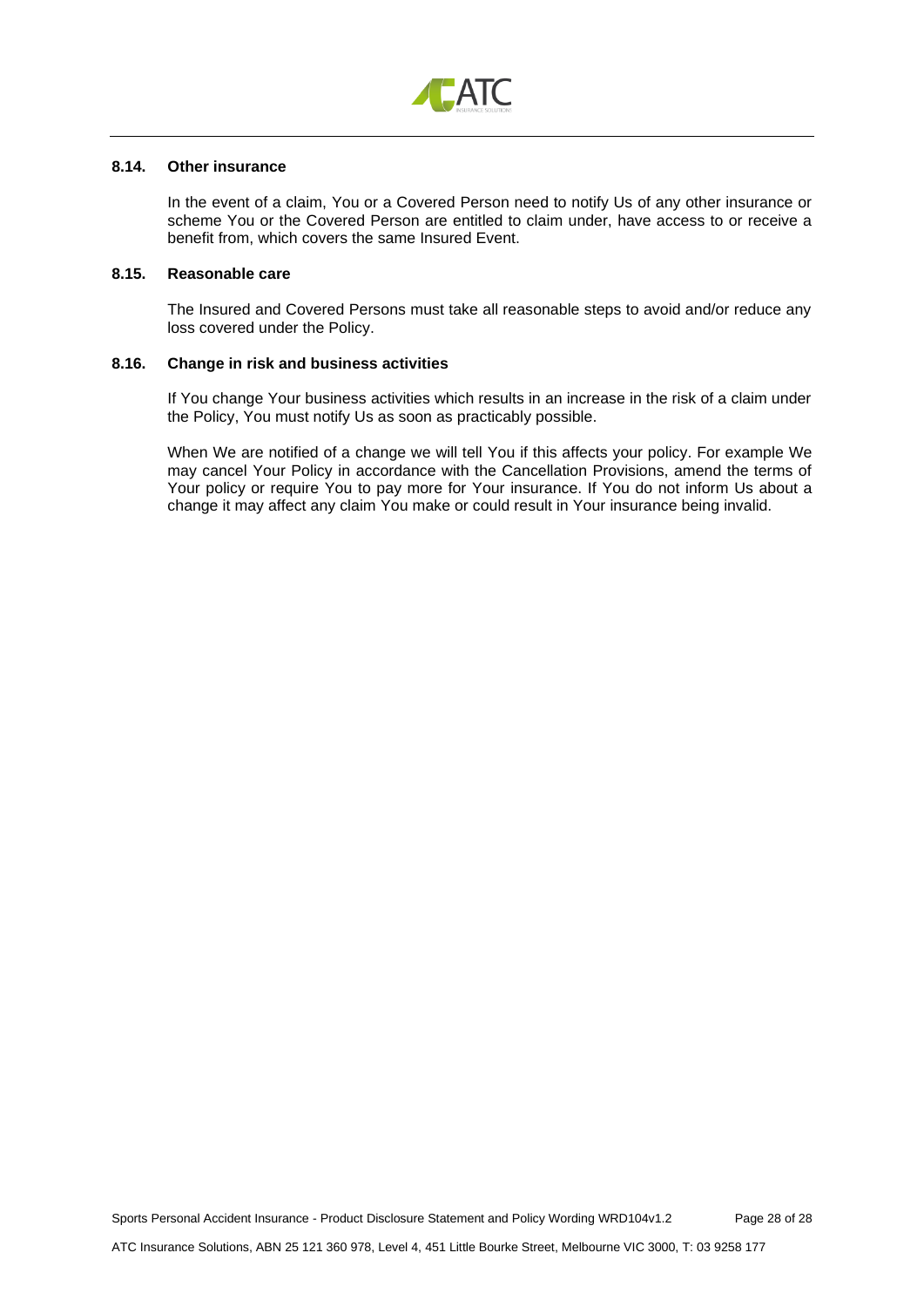### 8.14. Other insurance

In the event of a claim, You or a Covered Person need to notify Us of any other insurance or scheme You or the Covered Person are entitled to claim under, have access to or receive a benefit from, which covers the same Insured Event.

### 8.15. Reasonable care

The Insured and Covered Persons must take all reasonable steps to avoid and/or reduce any loss covered under the Policy.

### 8.16. Change in risk and business activities

If You change Your business activities which results in an increase in the risk of a claim under the Policy, You must notify Us as soon as practicably possible.

When We are notified of a change we will tell You if this affects your policy. For example We may cancel Your Policy in accordance with the Cancellation Provisions, amend the terms of Your policy or require You to pay more for Your insurance. If You do not inform Us about a change it may affect any claim You make or could result in Your insurance being invalid.